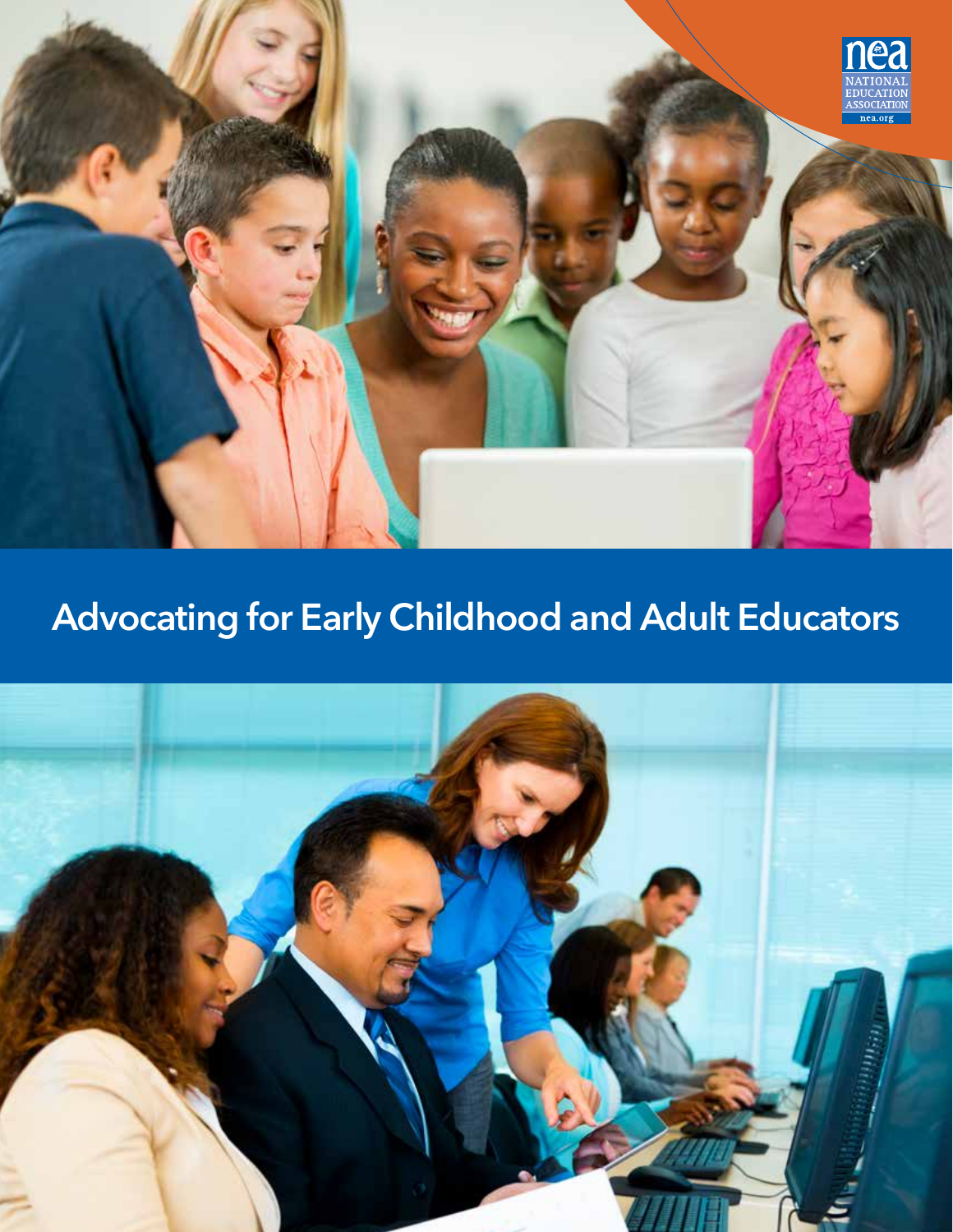# Advocating for Early Childhood and Adult Educators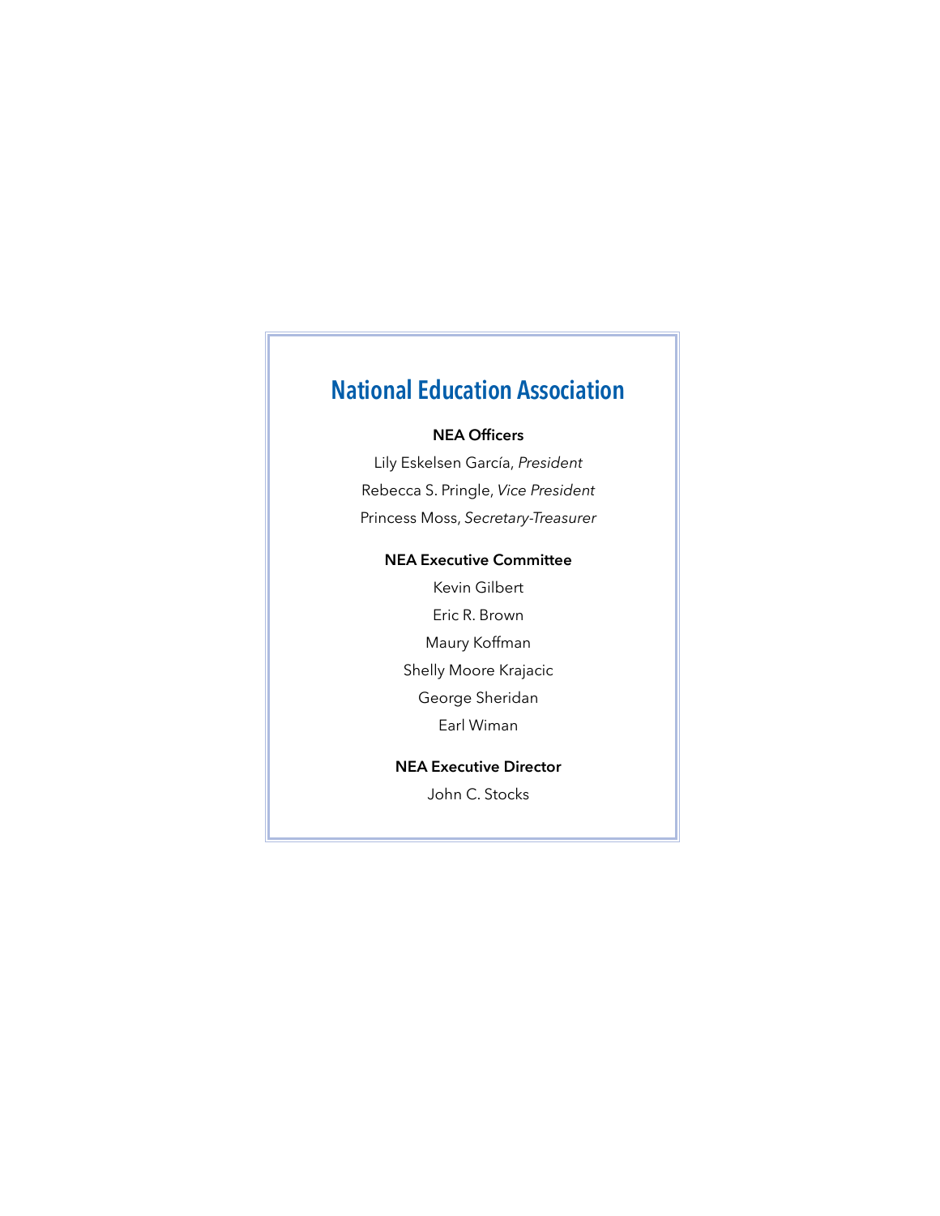# National Education Association

**NEA Officers**

Lily Eskelsen García, *President*

Rebecca S. Pringle, *Vice President*

Princess Moss, *Secretary-Treasurer*

**NEA Executive Committee**

Kevin Gilbert

Eric R. Brown

Maury Koffman

Shelly Moore Krajacic

George Sheridan

Earl Wiman

**NEA Executive Director**

John C. Stocks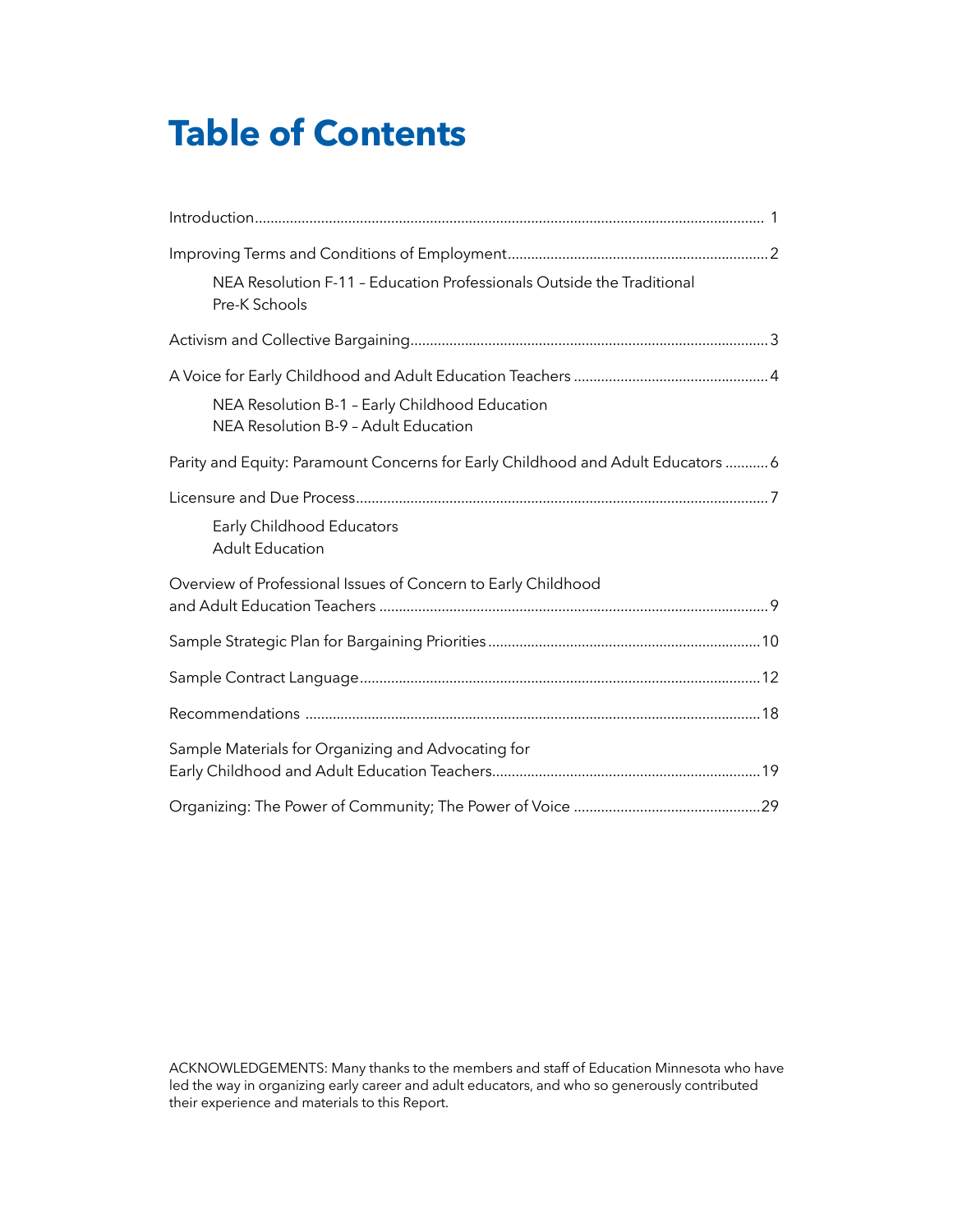# Table of Contents

Introduction.................................................................................................................... 1

Improving Terms and Conditions of Employment.................................................................2

NEA Resolution F-11 – Education Professionals Outside the Traditional Pre-K Schools

Activism and Collective Bargaining..........................................................................................3

A Voice for Early Childhood and Adult Education Teachers ..................................................4

NEA Resolution B-1 – Early Childhood Education
NEA Resolution B-9 – Adult Education

Parity and Equity: Paramount Concerns for Early Childhood and Adult Educators ...........6

Licensure and Due Process..........................................................................................................7

Early Childhood Educators
Adult Education

Overview of Professional Issues of Concern to Early Childhood and Adult Education Teachers ...................................................................................................9

Sample Strategic Plan for Bargaining Priorities.....................................................................10

Sample Contract Language......................................................................................................12

Recommendations ...................................................................................................................18

Sample Materials for Organizing and Advocating for Early Childhood and Adult Education Teachers....................................................................19

Organizing: The Power of Community; The Power of Voice ................................................29

ACKNOWLEDGEMENTS: Many thanks to the members and staff of Education Minnesota who have led the way in organizing early career and adult educators, and who so generously contributed their experience and materials to this Report.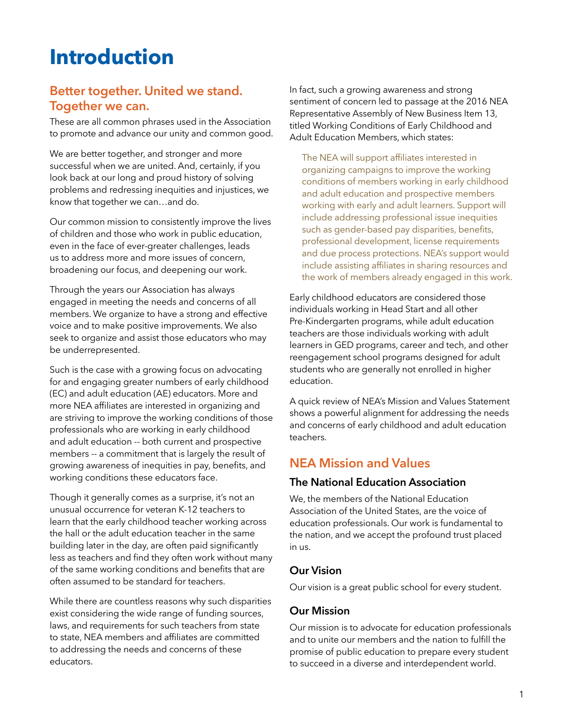# Introduction

## Better together. United we stand. Together we can.

These are all common phrases used in the Association to promote and advance our unity and common good.

We are better together, and stronger and more successful when we are united. And, certainly, if you look back at our long and proud history of solving problems and redressing inequities and injustices, we know that together we can…and do.

Our common mission to consistently improve the lives of children and those who work in public education, even in the face of ever-greater challenges, leads us to address more and more issues of concern, broadening our focus, and deepening our work.

Through the years our Association has always engaged in meeting the needs and concerns of all members. We organize to have a strong and effective voice and to make positive improvements. We also seek to organize and assist those educators who may be underrepresented.

Such is the case with a growing focus on advocating for and engaging greater numbers of early childhood (EC) and adult education (AE) educators. More and more NEA affiliates are interested in organizing and are striving to improve the working conditions of those professionals who are working in early childhood and adult education -- both current and prospective members -- a commitment that is largely the result of growing awareness of inequities in pay, benefits, and working conditions these educators face.

Though it generally comes as a surprise, it's not an unusual occurrence for veteran K-12 teachers to learn that the early childhood teacher working across the hall or the adult education teacher in the same building later in the day, are often paid significantly less as teachers and find they often work without many of the same working conditions and benefits that are often assumed to be standard for teachers.

While there are countless reasons why such disparities exist considering the wide range of funding sources, laws, and requirements for such teachers from state to state, NEA members and affiliates are committed to addressing the needs and concerns of these educators.

In fact, such a growing awareness and strong sentiment of concern led to passage at the 2016 NEA Representative Assembly of New Business Item 13, titled Working Conditions of Early Childhood and Adult Education Members, which states:

> The NEA will support affiliates interested in organizing campaigns to improve the working conditions of members working in early childhood and adult education and prospective members working with early and adult learners. Support will include addressing professional issue inequities such as gender-based pay disparities, benefits, professional development, license requirements and due process protections. NEA's support would include assisting affiliates in sharing resources and the work of members already engaged in this work.

Early childhood educators are considered those individuals working in Head Start and all other Pre-Kindergarten programs, while adult education teachers are those individuals working with adult learners in GED programs, career and tech, and other reengagement school programs designed for adult students who are generally not enrolled in higher education.

A quick review of NEA's Mission and Values Statement shows a powerful alignment for addressing the needs and concerns of early childhood and adult education teachers.

## NEA Mission and Values

### The National Education Association

We, the members of the National Education Association of the United States, are the voice of education professionals. Our work is fundamental to the nation, and we accept the profound trust placed in us.

### Our Vision

Our vision is a great public school for every student.

### Our Mission

Our mission is to advocate for education professionals and to unite our members and the nation to fulfill the promise of public education to prepare every student to succeed in a diverse and interdependent world.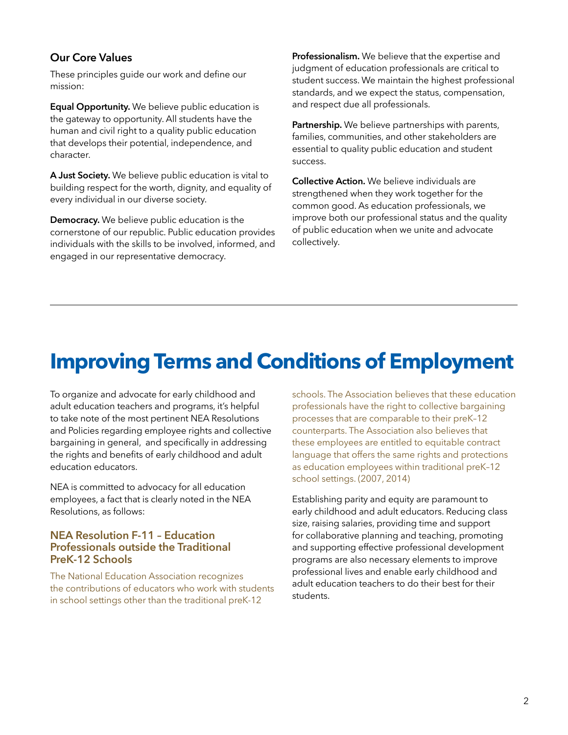### Our Core Values

These principles guide our work and define our mission:

**Equal Opportunity.** We believe public education is the gateway to opportunity. All students have the human and civil right to a quality public education that develops their potential, independence, and character.

**A Just Society.** We believe public education is vital to building respect for the worth, dignity, and equality of every individual in our diverse society.

**Democracy.** We believe public education is the cornerstone of our republic. Public education provides individuals with the skills to be involved, informed, and engaged in our representative democracy.

**Professionalism.** We believe that the expertise and judgment of education professionals are critical to student success. We maintain the highest professional standards, and we expect the status, compensation, and respect due all professionals.

**Partnership.** We believe partnerships with parents, families, communities, and other stakeholders are essential to quality public education and student success.

**Collective Action.** We believe individuals are strengthened when they work together for the common good. As education professionals, we improve both our professional status and the quality of public education when we unite and advocate collectively.

---

# Improving Terms and Conditions of Employment

To organize and advocate for early childhood and adult education teachers and programs, it's helpful to take note of the most pertinent NEA Resolutions and Policies regarding employee rights and collective bargaining in general, and specifically in addressing the rights and benefits of early childhood and adult education educators.

NEA is committed to advocacy for all education employees, a fact that is clearly noted in the NEA Resolutions, as follows:

### NEA Resolution F-11 – Education Professionals outside the Traditional PreK-12 Schools

The National Education Association recognizes the contributions of educators who work with students in school settings other than the traditional preK-12 schools. The Association believes that these education professionals have the right to collective bargaining processes that are comparable to their preK–12 counterparts. The Association also believes that these employees are entitled to equitable contract language that offers the same rights and protections as education employees within traditional preK–12 school settings. (2007, 2014)

Establishing parity and equity are paramount to early childhood and adult educators. Reducing class size, raising salaries, providing time and support for collaborative planning and teaching, promoting and supporting effective professional development programs are also necessary elements to improve professional lives and enable early childhood and adult education teachers to do their best for their students.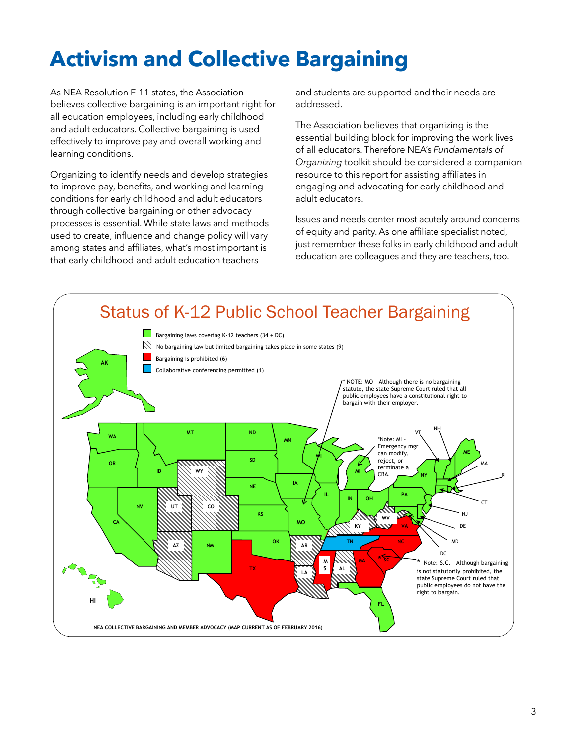# Activism and Collective Bargaining

As NEA Resolution F-11 states, the Association believes collective bargaining is an important right for all education employees, including early childhood and adult educators. Collective bargaining is used effectively to improve pay and overall working and learning conditions.

Organizing to identify needs and develop strategies to improve pay, benefits, and working and learning conditions for early childhood and adult educators through collective bargaining or other advocacy processes is essential. While state laws and methods used to create, influence and change policy will vary among states and affiliates, what's most important is that early childhood and adult education teachers and students are supported and their needs are addressed.

The Association believes that organizing is the essential building block for improving the work lives of all educators. Therefore NEA's *Fundamentals of Organizing* toolkit should be considered a companion resource to this report for assisting affiliates in engaging and advocating for early childhood and adult educators.

Issues and needs center most acutely around concerns of equity and parity. As one affiliate specialist noted, just remember these folks in early childhood and adult education are colleagues and they are teachers, too.

## Status of K-12 Public School Teacher Bargaining

Bargaining laws covering K-12 teachers (34 + DC)

No bargaining law but limited bargaining takes place in some states (9)

Bargaining is prohibited (6)

Collaborative conferencing permitted (1)

* NOTE: MO – Although there is no bargaining statute, the state Supreme Court ruled that all public employees have a constitutional right to bargain with their employer.

*Note: MI – Emergency mgr can modify, reject, or terminate a CBA.

* Note: S.C. – Although bargaining is not statutorily prohibited, the state Supreme Court ruled that public employees do not have the right to bargain.

AK, WA, OR, CA, NV, ID, MT, WY, UT, CO, AZ, NM, ND, SD, NE, KS, OK, TX, MN, IA, MO, AR, LA, WI, IL, MI, IN, OH, KY, TN, MS, AL, GA, FL, SC, NC, VA, WV, PA, NY, VT, NH, ME, MA, RI, CT, NJ, DE, MD, DC, HI

NEA COLLECTIVE BARGAINING AND MEMBER ADVOCACY (MAP CURRENT AS OF FEBRUARY 2016)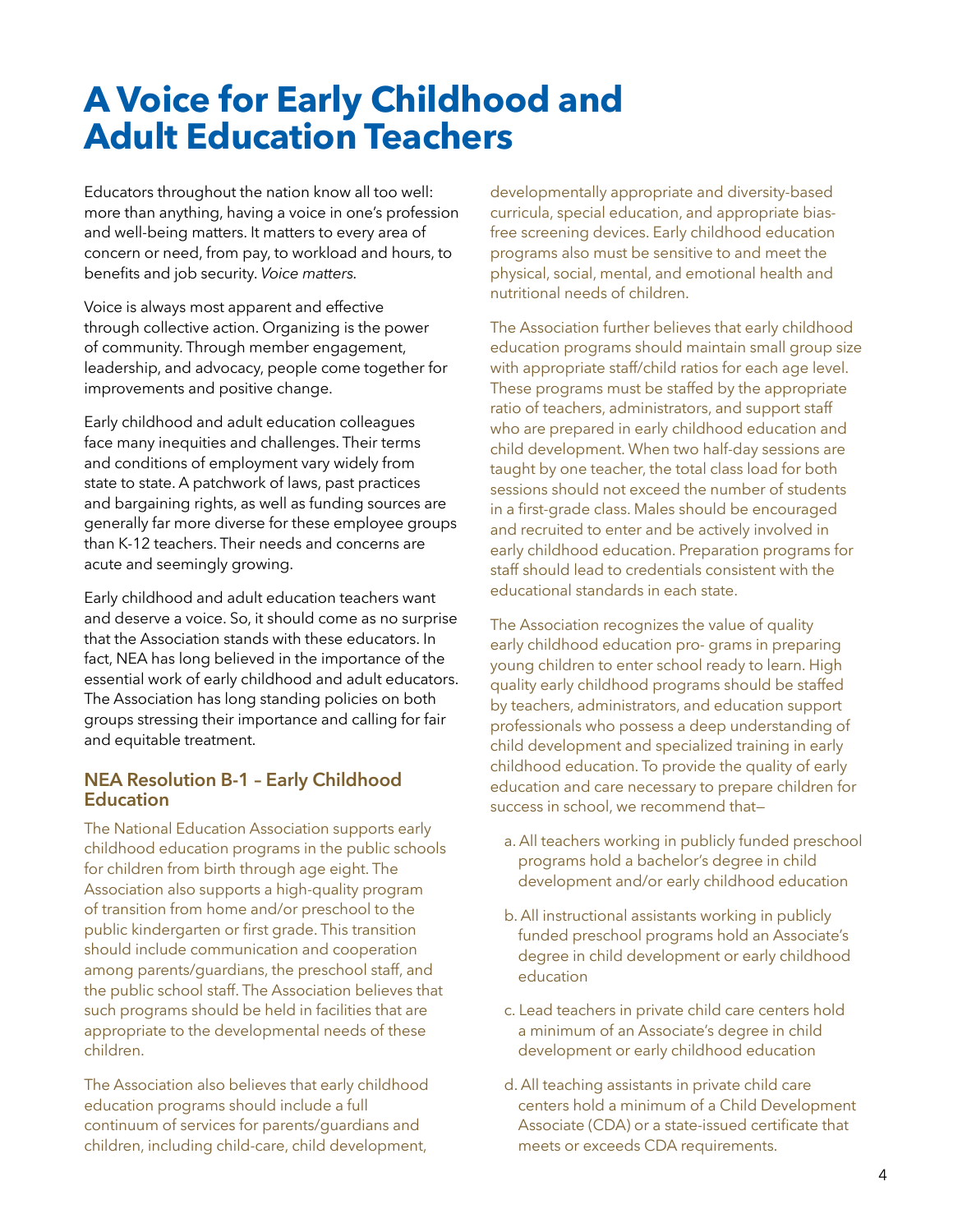# A Voice for Early Childhood and Adult Education Teachers

Educators throughout the nation know all too well: more than anything, having a voice in one's profession and well-being matters. It matters to every area of concern or need, from pay, to workload and hours, to benefits and job security. *Voice matters.*

Voice is always most apparent and effective through collective action. Organizing is the power of community. Through member engagement, leadership, and advocacy, people come together for improvements and positive change.

Early childhood and adult education colleagues face many inequities and challenges. Their terms and conditions of employment vary widely from state to state. A patchwork of laws, past practices and bargaining rights, as well as funding sources are generally far more diverse for these employee groups than K-12 teachers. Their needs and concerns are acute and seemingly growing.

Early childhood and adult education teachers want and deserve a voice. So, it should come as no surprise that the Association stands with these educators. In fact, NEA has long believed in the importance of the essential work of early childhood and adult educators. The Association has long standing policies on both groups stressing their importance and calling for fair and equitable treatment.

### NEA Resolution B-1 – Early Childhood Education

The National Education Association supports early childhood education programs in the public schools for children from birth through age eight. The Association also supports a high-quality program of transition from home and/or preschool to the public kindergarten or first grade. This transition should include communication and cooperation among parents/guardians, the preschool staff, and the public school staff. The Association believes that such programs should be held in facilities that are appropriate to the developmental needs of these children.

The Association also believes that early childhood education programs should include a full continuum of services for parents/guardians and children, including child-care, child development, developmentally appropriate and diversity-based curricula, special education, and appropriate bias-free screening devices. Early childhood education programs also must be sensitive to and meet the physical, social, mental, and emotional health and nutritional needs of children.

The Association further believes that early childhood education programs should maintain small group size with appropriate staff/child ratios for each age level. These programs must be staffed by the appropriate ratio of teachers, administrators, and support staff who are prepared in early childhood education and child development. When two half-day sessions are taught by one teacher, the total class load for both sessions should not exceed the number of students in a first-grade class. Males should be encouraged and recruited to enter and be actively involved in early childhood education. Preparation programs for staff should lead to credentials consistent with the educational standards in each state.

The Association recognizes the value of quality early childhood education pro- grams in preparing young children to enter school ready to learn. High quality early childhood programs should be staffed by teachers, administrators, and education support professionals who possess a deep understanding of child development and specialized training in early childhood education. To provide the quality of early education and care necessary to prepare children for success in school, we recommend that—

a. All teachers working in publicly funded preschool programs hold a bachelor's degree in child development and/or early childhood education

b. All instructional assistants working in publicly funded preschool programs hold an Associate's degree in child development or early childhood education

c. Lead teachers in private child care centers hold a minimum of an Associate's degree in child development or early childhood education

d. All teaching assistants in private child care centers hold a minimum of a Child Development Associate (CDA) or a state-issued certificate that meets or exceeds CDA requirements.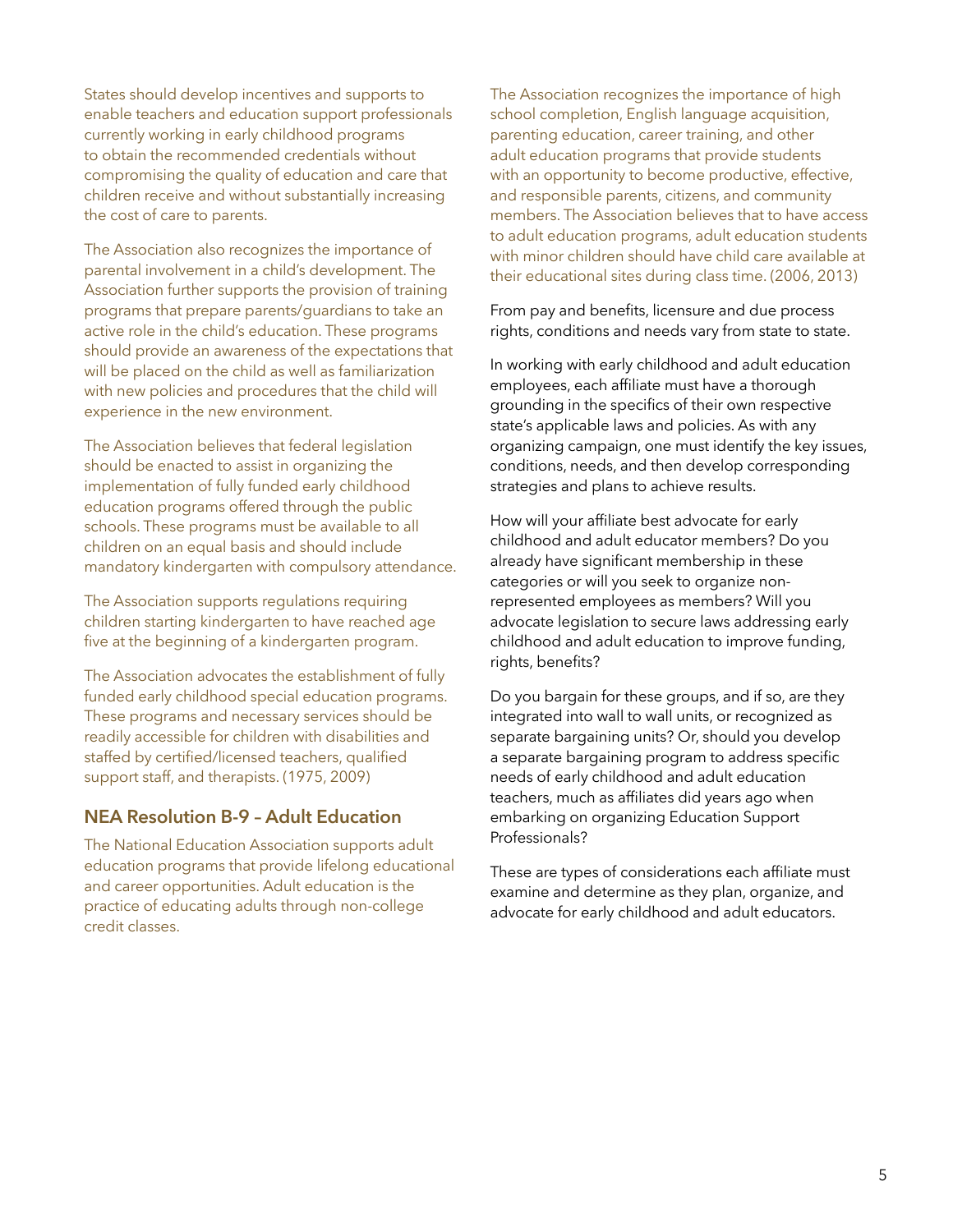States should develop incentives and supports to enable teachers and education support professionals currently working in early childhood programs to obtain the recommended credentials without compromising the quality of education and care that children receive and without substantially increasing the cost of care to parents.

The Association also recognizes the importance of parental involvement in a child's development. The Association further supports the provision of training programs that prepare parents/guardians to take an active role in the child's education. These programs should provide an awareness of the expectations that will be placed on the child as well as familiarization with new policies and procedures that the child will experience in the new environment.

The Association believes that federal legislation should be enacted to assist in organizing the implementation of fully funded early childhood education programs offered through the public schools. These programs must be available to all children on an equal basis and should include mandatory kindergarten with compulsory attendance.

The Association supports regulations requiring children starting kindergarten to have reached age five at the beginning of a kindergarten program.

The Association advocates the establishment of fully funded early childhood special education programs. These programs and necessary services should be readily accessible for children with disabilities and staffed by certified/licensed teachers, qualified support staff, and therapists. (1975, 2009)

## NEA Resolution B-9 – Adult Education

The National Education Association supports adult education programs that provide lifelong educational and career opportunities. Adult education is the practice of educating adults through non-college credit classes.

The Association recognizes the importance of high school completion, English language acquisition, parenting education, career training, and other adult education programs that provide students with an opportunity to become productive, effective, and responsible parents, citizens, and community members. The Association believes that to have access to adult education programs, adult education students with minor children should have child care available at their educational sites during class time. (2006, 2013)

From pay and benefits, licensure and due process rights, conditions and needs vary from state to state.

In working with early childhood and adult education employees, each affiliate must have a thorough grounding in the specifics of their own respective state's applicable laws and policies. As with any organizing campaign, one must identify the key issues, conditions, needs, and then develop corresponding strategies and plans to achieve results.

How will your affiliate best advocate for early childhood and adult educator members? Do you already have significant membership in these categories or will you seek to organize non-represented employees as members? Will you advocate legislation to secure laws addressing early childhood and adult education to improve funding, rights, benefits?

Do you bargain for these groups, and if so, are they integrated into wall to wall units, or recognized as separate bargaining units? Or, should you develop a separate bargaining program to address specific needs of early childhood and adult education teachers, much as affiliates did years ago when embarking on organizing Education Support Professionals?

These are types of considerations each affiliate must examine and determine as they plan, organize, and advocate for early childhood and adult educators.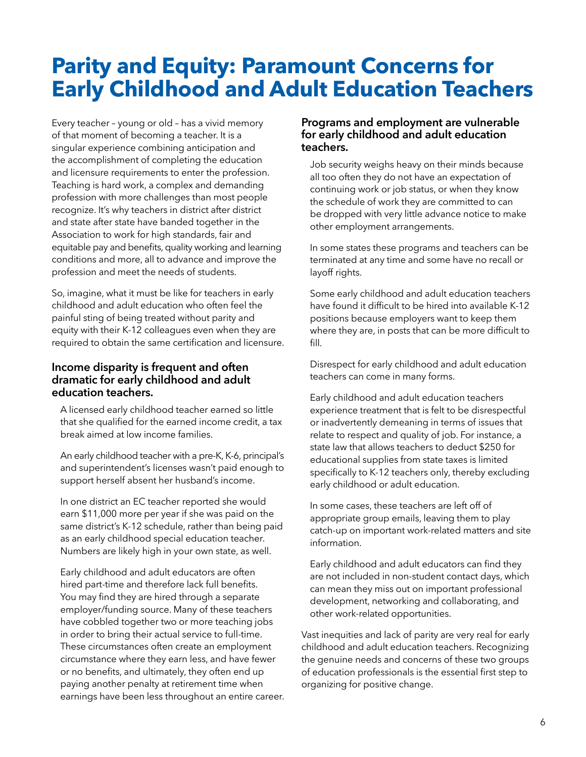# Parity and Equity: Paramount Concerns for Early Childhood and Adult Education Teachers

Every teacher – young or old – has a vivid memory of that moment of becoming a teacher. It is a singular experience combining anticipation and the accomplishment of completing the education and licensure requirements to enter the profession. Teaching is hard work, a complex and demanding profession with more challenges than most people recognize. It's why teachers in district after district and state after state have banded together in the Association to work for high standards, fair and equitable pay and benefits, quality working and learning conditions and more, all to advance and improve the profession and meet the needs of students.

So, imagine, what it must be like for teachers in early childhood and adult education who often feel the painful sting of being treated without parity and equity with their K-12 colleagues even when they are required to obtain the same certification and licensure.

### Income disparity is frequent and often dramatic for early childhood and adult education teachers.

A licensed early childhood teacher earned so little that she qualified for the earned income credit, a tax break aimed at low income families.

An early childhood teacher with a pre-K, K-6, principal's and superintendent's licenses wasn't paid enough to support herself absent her husband's income.

In one district an EC teacher reported she would earn $11,000 more per year if she was paid on the same district's K-12 schedule, rather than being paid as an early childhood special education teacher. Numbers are likely high in your own state, as well.

Early childhood and adult educators are often hired part-time and therefore lack full benefits. You may find they are hired through a separate employer/funding source. Many of these teachers have cobbled together two or more teaching jobs in order to bring their actual service to full-time. These circumstances often create an employment circumstance where they earn less, and have fewer or no benefits, and ultimately, they often end up paying another penalty at retirement time when earnings have been less throughout an entire career.

### Programs and employment are vulnerable for early childhood and adult education teachers.

Job security weighs heavy on their minds because all too often they do not have an expectation of continuing work or job status, or when they know the schedule of work they are committed to can be dropped with very little advance notice to make other employment arrangements.

In some states these programs and teachers can be terminated at any time and some have no recall or layoff rights.

Some early childhood and adult education teachers have found it difficult to be hired into available K-12 positions because employers want to keep them where they are, in posts that can be more difficult to fill.

Disrespect for early childhood and adult education teachers can come in many forms.

Early childhood and adult education teachers experience treatment that is felt to be disrespectful or inadvertently demeaning in terms of issues that relate to respect and quality of job. For instance, a state law that allows teachers to deduct $250 for educational supplies from state taxes is limited specifically to K-12 teachers only, thereby excluding early childhood or adult education.

In some cases, these teachers are left off of appropriate group emails, leaving them to play catch-up on important work-related matters and site information.

Early childhood and adult educators can find they are not included in non-student contact days, which can mean they miss out on important professional development, networking and collaborating, and other work-related opportunities.

Vast inequities and lack of parity are very real for early childhood and adult education teachers. Recognizing the genuine needs and concerns of these two groups of education professionals is the essential first step to organizing for positive change.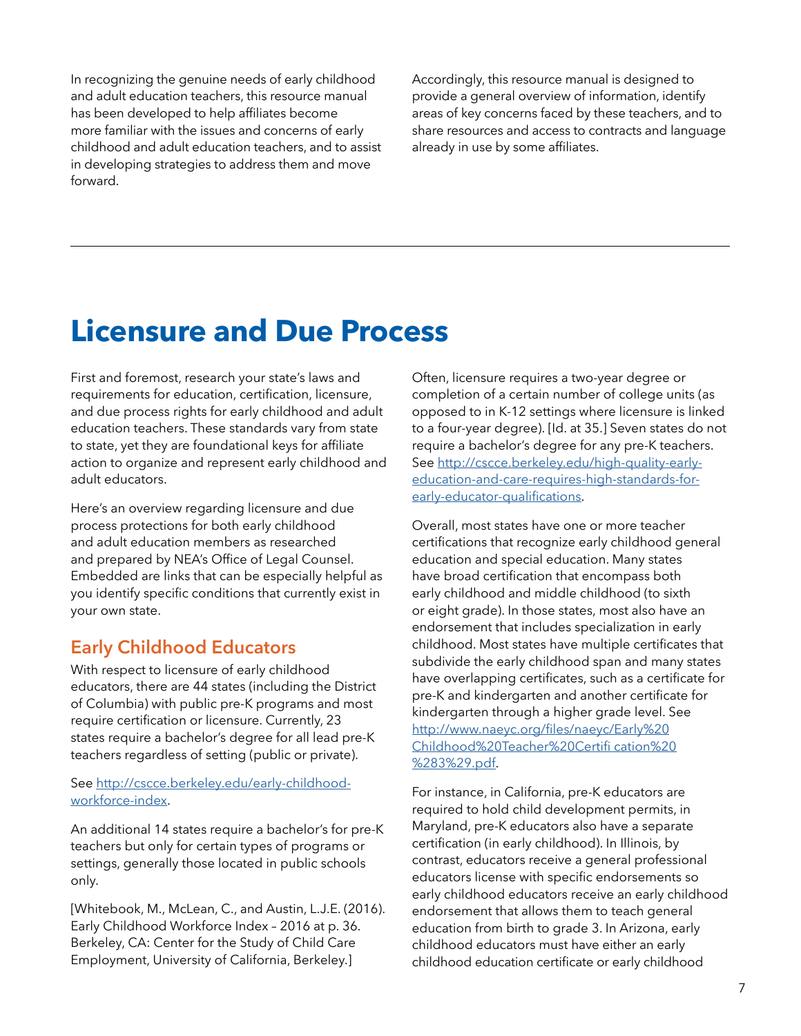In recognizing the genuine needs of early childhood and adult education teachers, this resource manual has been developed to help affiliates become more familiar with the issues and concerns of early childhood and adult education teachers, and to assist in developing strategies to address them and move forward.

Accordingly, this resource manual is designed to provide a general overview of information, identify areas of key concerns faced by these teachers, and to share resources and access to contracts and language already in use by some affiliates.

---

# Licensure and Due Process

First and foremost, research your state's laws and requirements for education, certification, licensure, and due process rights for early childhood and adult education teachers. These standards vary from state to state, yet they are foundational keys for affiliate action to organize and represent early childhood and adult educators.

Here's an overview regarding licensure and due process protections for both early childhood and adult education members as researched and prepared by NEA's Office of Legal Counsel. Embedded are links that can be especially helpful as you identify specific conditions that currently exist in your own state.

## Early Childhood Educators

With respect to licensure of early childhood educators, there are 44 states (including the District of Columbia) with public pre-K programs and most require certification or licensure. Currently, 23 states require a bachelor's degree for all lead pre-K teachers regardless of setting (public or private).

See http://cscce.berkeley.edu/early-childhood-workforce-index.

An additional 14 states require a bachelor's for pre-K teachers but only for certain types of programs or settings, generally those located in public schools only.

[Whitebook, M., McLean, C., and Austin, L.J.E. (2016). Early Childhood Workforce Index – 2016 at p. 36. Berkeley, CA: Center for the Study of Child Care Employment, University of California, Berkeley.]

Often, licensure requires a two-year degree or completion of a certain number of college units (as opposed to in K-12 settings where licensure is linked to a four-year degree). [Id. at 35.] Seven states do not require a bachelor's degree for any pre-K teachers. See http://cscce.berkeley.edu/high-quality-early-education-and-care-requires-high-standards-for-early-educator-qualifications.

Overall, most states have one or more teacher certifications that recognize early childhood general education and special education. Many states have broad certification that encompass both early childhood and middle childhood (to sixth or eight grade). In those states, most also have an endorsement that includes specialization in early childhood. Most states have multiple certificates that subdivide the early childhood span and many states have overlapping certificates, such as a certificate for pre-K and kindergarten and another certificate for kindergarten through a higher grade level. See http://www.naeyc.org/files/naeyc/Early%20Childhood%20Teacher%20Certifi cation%20%283%29.pdf.

For instance, in California, pre-K educators are required to hold child development permits, in Maryland, pre-K educators also have a separate certification (in early childhood). In Illinois, by contrast, educators receive a general professional educators license with specific endorsements so early childhood educators receive an early childhood endorsement that allows them to teach general education from birth to grade 3. In Arizona, early childhood educators must have either an early childhood education certificate or early childhood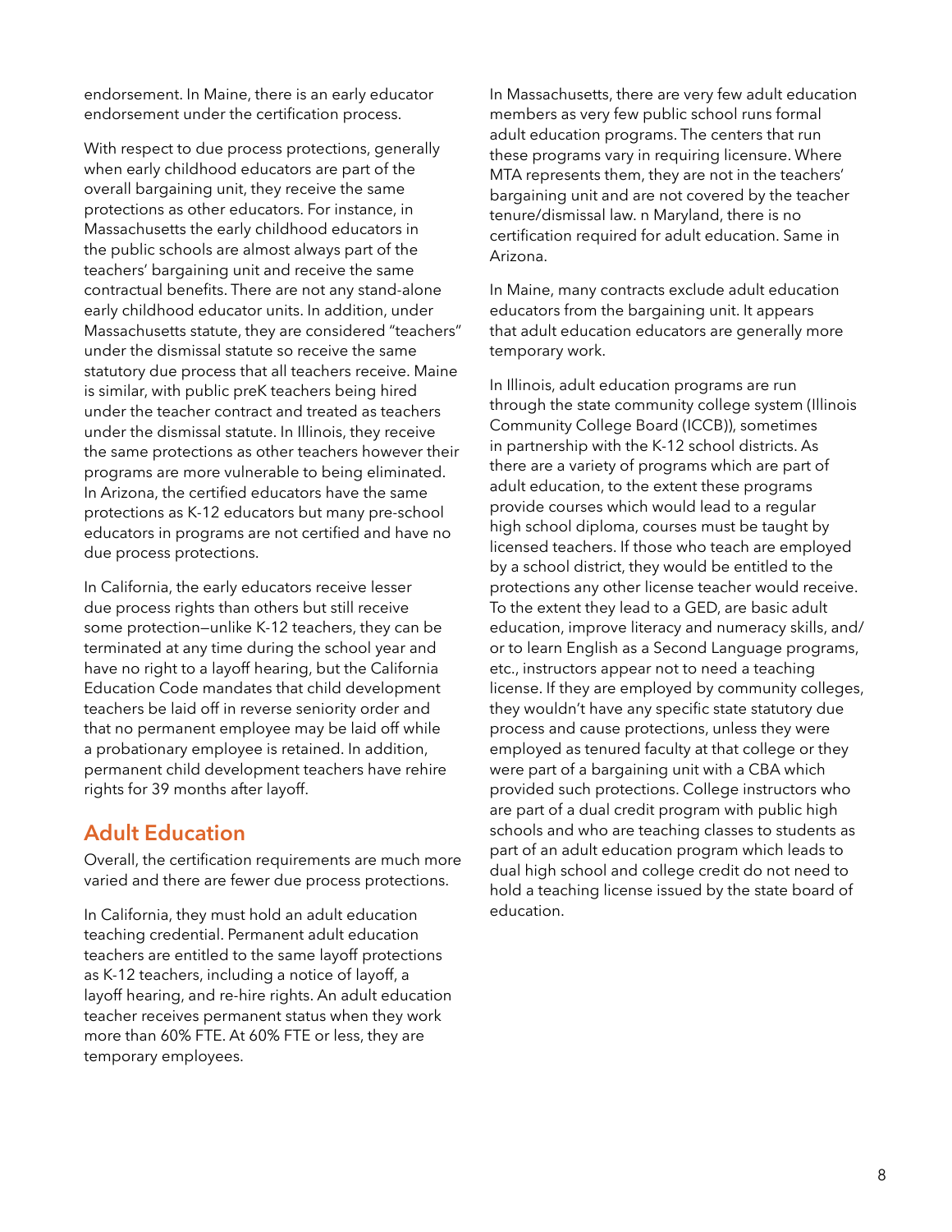endorsement. In Maine, there is an early educator endorsement under the certification process.

With respect to due process protections, generally when early childhood educators are part of the overall bargaining unit, they receive the same protections as other educators. For instance, in Massachusetts the early childhood educators in the public schools are almost always part of the teachers' bargaining unit and receive the same contractual benefits. There are not any stand-alone early childhood educator units. In addition, under Massachusetts statute, they are considered "teachers" under the dismissal statute so receive the same statutory due process that all teachers receive. Maine is similar, with public preK teachers being hired under the teacher contract and treated as teachers under the dismissal statute. In Illinois, they receive the same protections as other teachers however their programs are more vulnerable to being eliminated. In Arizona, the certified educators have the same protections as K-12 educators but many pre-school educators in programs are not certified and have no due process protections.

In California, the early educators receive lesser due process rights than others but still receive some protection—unlike K-12 teachers, they can be terminated at any time during the school year and have no right to a layoff hearing, but the California Education Code mandates that child development teachers be laid off in reverse seniority order and that no permanent employee may be laid off while a probationary employee is retained. In addition, permanent child development teachers have rehire rights for 39 months after layoff.

## Adult Education

Overall, the certification requirements are much more varied and there are fewer due process protections.

In California, they must hold an adult education teaching credential. Permanent adult education teachers are entitled to the same layoff protections as K-12 teachers, including a notice of layoff, a layoff hearing, and re-hire rights. An adult education teacher receives permanent status when they work more than 60% FTE. At 60% FTE or less, they are temporary employees.

In Massachusetts, there are very few adult education members as very few public school runs formal adult education programs. The centers that run these programs vary in requiring licensure. Where MTA represents them, they are not in the teachers' bargaining unit and are not covered by the teacher tenure/dismissal law. n Maryland, there is no certification required for adult education. Same in Arizona.

In Maine, many contracts exclude adult education educators from the bargaining unit. It appears that adult education educators are generally more temporary work.

In Illinois, adult education programs are run through the state community college system (Illinois Community College Board (ICCB)), sometimes in partnership with the K-12 school districts. As there are a variety of programs which are part of adult education, to the extent these programs provide courses which would lead to a regular high school diploma, courses must be taught by licensed teachers. If those who teach are employed by a school district, they would be entitled to the protections any other license teacher would receive. To the extent they lead to a GED, are basic adult education, improve literacy and numeracy skills, and/or to learn English as a Second Language programs, etc., instructors appear not to need a teaching license. If they are employed by community colleges, they wouldn't have any specific state statutory due process and cause protections, unless they were employed as tenured faculty at that college or they were part of a bargaining unit with a CBA which provided such protections. College instructors who are part of a dual credit program with public high schools and who are teaching classes to students as part of an adult education program which leads to dual high school and college credit do not need to hold a teaching license issued by the state board of education.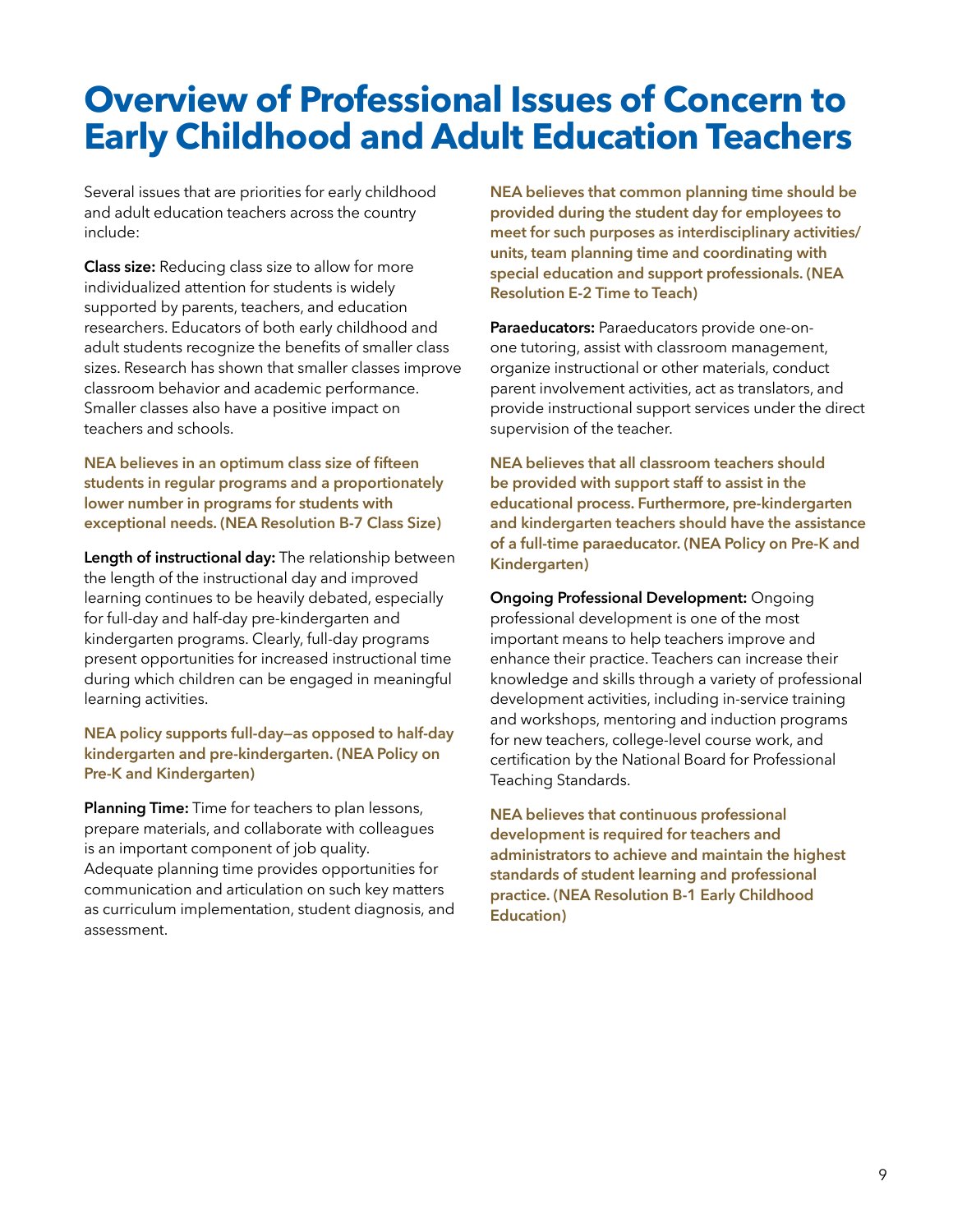# Overview of Professional Issues of Concern to Early Childhood and Adult Education Teachers

Several issues that are priorities for early childhood and adult education teachers across the country include:

**Class size:** Reducing class size to allow for more individualized attention for students is widely supported by parents, teachers, and education researchers. Educators of both early childhood and adult students recognize the benefits of smaller class sizes. Research has shown that smaller classes improve classroom behavior and academic performance. Smaller classes also have a positive impact on teachers and schools.

**NEA believes in an optimum class size of fifteen students in regular programs and a proportionately lower number in programs for students with exceptional needs. (NEA Resolution B-7 Class Size)**

**Length of instructional day:** The relationship between the length of the instructional day and improved learning continues to be heavily debated, especially for full-day and half-day pre-kindergarten and kindergarten programs. Clearly, full-day programs present opportunities for increased instructional time during which children can be engaged in meaningful learning activities.

**NEA policy supports full-day—as opposed to half-day kindergarten and pre-kindergarten. (NEA Policy on Pre-K and Kindergarten)**

**Planning Time:** Time for teachers to plan lessons, prepare materials, and collaborate with colleagues is an important component of job quality. Adequate planning time provides opportunities for communication and articulation on such key matters as curriculum implementation, student diagnosis, and assessment.

**NEA believes that common planning time should be provided during the student day for employees to meet for such purposes as interdisciplinary activities/units, team planning time and coordinating with special education and support professionals. (NEA Resolution E-2 Time to Teach)**

**Paraeducators:** Paraeducators provide one-on-one tutoring, assist with classroom management, organize instructional or other materials, conduct parent involvement activities, act as translators, and provide instructional support services under the direct supervision of the teacher.

**NEA believes that all classroom teachers should be provided with support staff to assist in the educational process. Furthermore, pre-kindergarten and kindergarten teachers should have the assistance of a full-time paraeducator. (NEA Policy on Pre-K and Kindergarten)**

**Ongoing Professional Development:** Ongoing professional development is one of the most important means to help teachers improve and enhance their practice. Teachers can increase their knowledge and skills through a variety of professional development activities, including in-service training and workshops, mentoring and induction programs for new teachers, college-level course work, and certification by the National Board for Professional Teaching Standards.

**NEA believes that continuous professional development is required for teachers and administrators to achieve and maintain the highest standards of student learning and professional practice. (NEA Resolution B-1 Early Childhood Education)**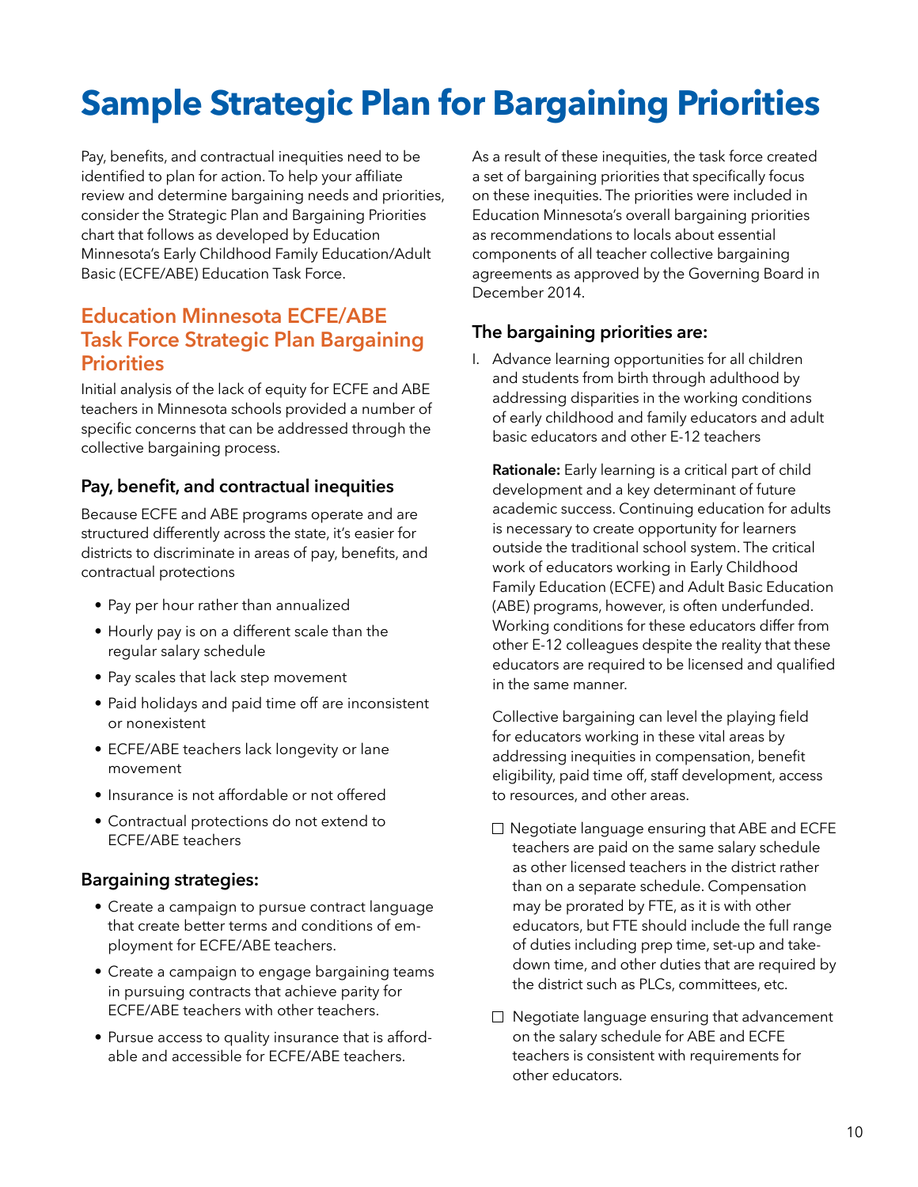# Sample Strategic Plan for Bargaining Priorities

Pay, benefits, and contractual inequities need to be identified to plan for action. To help your affiliate review and determine bargaining needs and priorities, consider the Strategic Plan and Bargaining Priorities chart that follows as developed by Education Minnesota's Early Childhood Family Education/Adult Basic (ECFE/ABE) Education Task Force.

## Education Minnesota ECFE/ABE Task Force Strategic Plan Bargaining Priorities

Initial analysis of the lack of equity for ECFE and ABE teachers in Minnesota schools provided a number of specific concerns that can be addressed through the collective bargaining process.

### Pay, benefit, and contractual inequities

Because ECFE and ABE programs operate and are structured differently across the state, it's easier for districts to discriminate in areas of pay, benefits, and contractual protections

- Pay per hour rather than annualized
- Hourly pay is on a different scale than the regular salary schedule
- Pay scales that lack step movement
- Paid holidays and paid time off are inconsistent or nonexistent
- ECFE/ABE teachers lack longevity or lane movement
- Insurance is not affordable or not offered
- Contractual protections do not extend to ECFE/ABE teachers

### Bargaining strategies:

- Create a campaign to pursue contract language that create better terms and conditions of employment for ECFE/ABE teachers.
- Create a campaign to engage bargaining teams in pursuing contracts that achieve parity for ECFE/ABE teachers with other teachers.
- Pursue access to quality insurance that is affordable and accessible for ECFE/ABE teachers.

As a result of these inequities, the task force created a set of bargaining priorities that specifically focus on these inequities. The priorities were included in Education Minnesota's overall bargaining priorities as recommendations to locals about essential components of all teacher collective bargaining agreements as approved by the Governing Board in December 2014.

### The bargaining priorities are:

I. Advance learning opportunities for all children and students from birth through adulthood by addressing disparities in the working conditions of early childhood and family educators and adult basic educators and other E-12 teachers

   **Rationale:** Early learning is a critical part of child development and a key determinant of future academic success. Continuing education for adults is necessary to create opportunity for learners outside the traditional school system. The critical work of educators working in Early Childhood Family Education (ECFE) and Adult Basic Education (ABE) programs, however, is often underfunded. Working conditions for these educators differ from other E-12 colleagues despite the reality that these educators are required to be licensed and qualified in the same manner.

   Collective bargaining can level the playing field for educators working in these vital areas by addressing inequities in compensation, benefit eligibility, paid time off, staff development, access to resources, and other areas.

   - [ ] Negotiate language ensuring that ABE and ECFE teachers are paid on the same salary schedule as other licensed teachers in the district rather than on a separate schedule. Compensation may be prorated by FTE, as it is with other educators, but FTE should include the full range of duties including prep time, set-up and take-down time, and other duties that are required by the district such as PLCs, committees, etc.
   - [ ] Negotiate language ensuring that advancement on the salary schedule for ABE and ECFE teachers is consistent with requirements for other educators.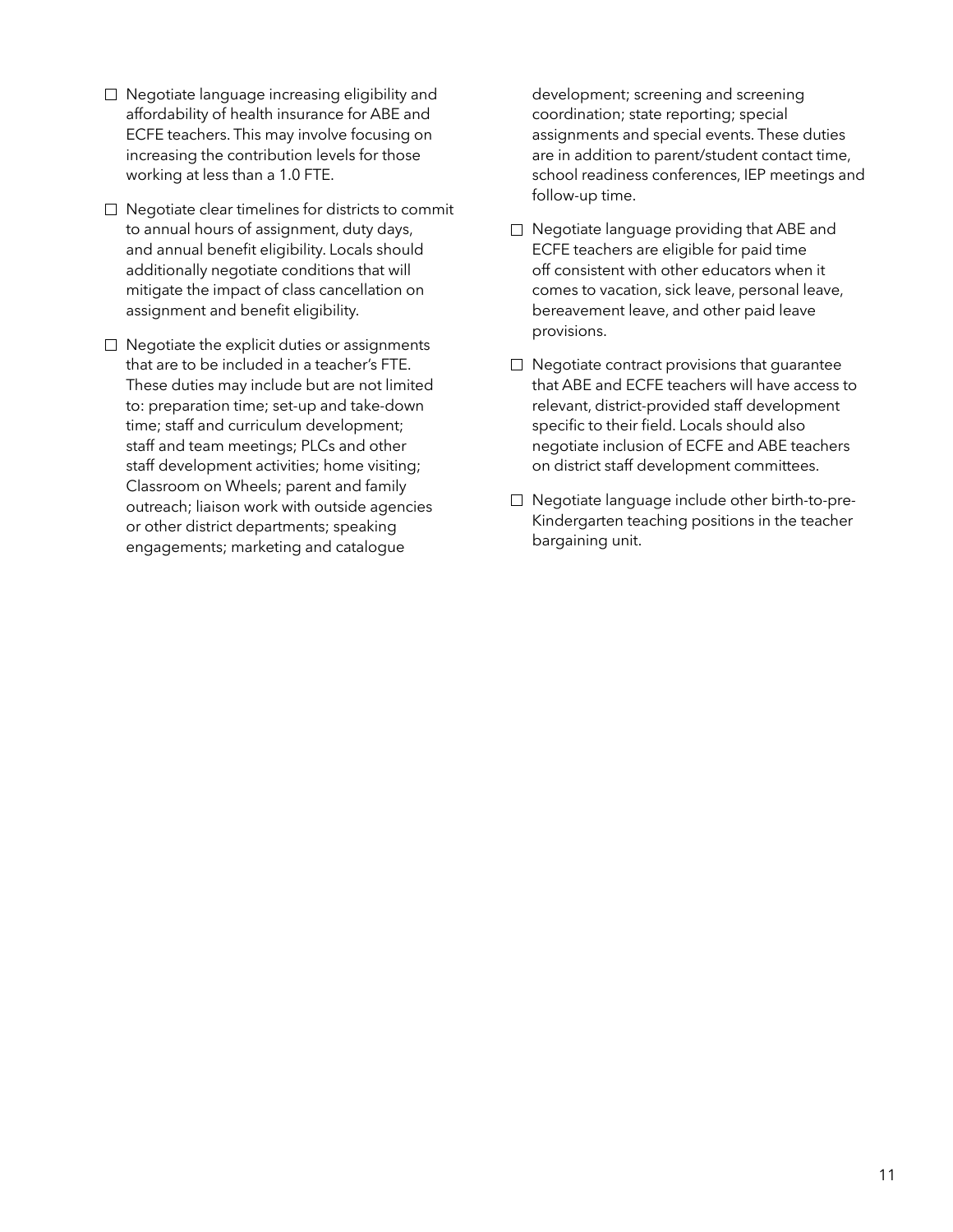- [ ] Negotiate language increasing eligibility and affordability of health insurance for ABE and ECFE teachers. This may involve focusing on increasing the contribution levels for those working at less than a 1.0 FTE.

- [ ] Negotiate clear timelines for districts to commit to annual hours of assignment, duty days, and annual benefit eligibility. Locals should additionally negotiate conditions that will mitigate the impact of class cancellation on assignment and benefit eligibility.

- [ ] Negotiate the explicit duties or assignments that are to be included in a teacher's FTE. These duties may include but are not limited to: preparation time; set-up and take-down time; staff and curriculum development; staff and team meetings; PLCs and other staff development activities; home visiting; Classroom on Wheels; parent and family outreach; liaison work with outside agencies or other district departments; speaking engagements; marketing and catalogue development; screening and screening coordination; state reporting; special assignments and special events. These duties are in addition to parent/student contact time, school readiness conferences, IEP meetings and follow-up time.

- [ ] Negotiate language providing that ABE and ECFE teachers are eligible for paid time off consistent with other educators when it comes to vacation, sick leave, personal leave, bereavement leave, and other paid leave provisions.

- [ ] Negotiate contract provisions that guarantee that ABE and ECFE teachers will have access to relevant, district-provided staff development specific to their field. Locals should also negotiate inclusion of ECFE and ABE teachers on district staff development committees.

- [ ] Negotiate language include other birth-to-pre-Kindergarten teaching positions in the teacher bargaining unit.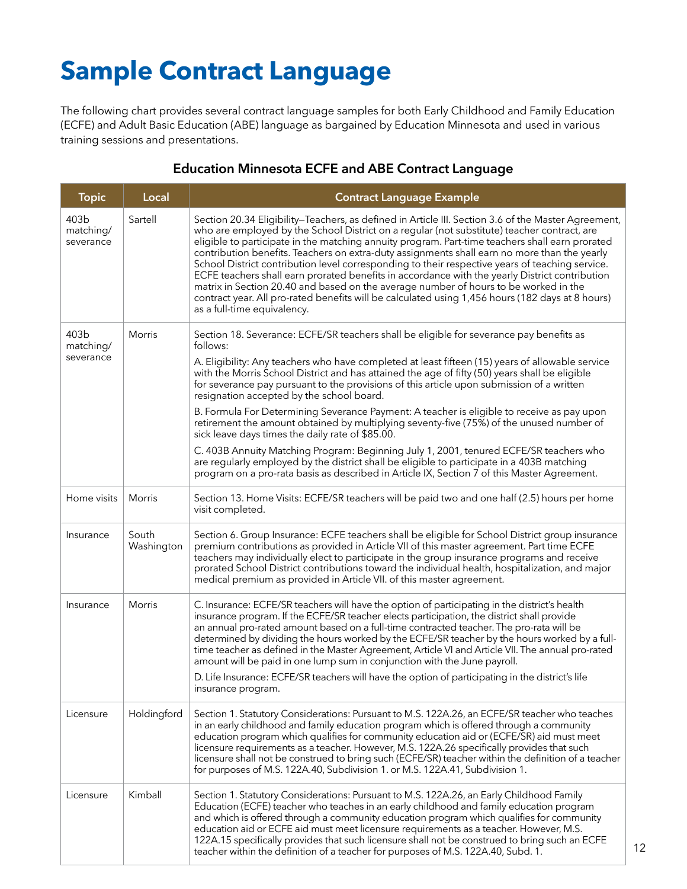# Sample Contract Language

The following chart provides several contract language samples for both Early Childhood and Family Education (ECFE) and Adult Basic Education (ABE) language as bargained by Education Minnesota and used in various training sessions and presentations.

### Education Minnesota ECFE and ABE Contract Language

| Topic | Local | Contract Language Example |
|---|---|---|
| 403b matching/ severance | Sartell | Section 20.34 Eligibility—Teachers, as defined in Article III. Section 3.6 of the Master Agreement, who are employed by the School District on a regular (not substitute) teacher contract, are eligible to participate in the matching annuity program. Part-time teachers shall earn prorated contribution benefits. Teachers on extra-duty assignments shall earn no more than the yearly School District contribution level corresponding to their respective years of teaching service. ECFE teachers shall earn prorated benefits in accordance with the yearly District contribution matrix in Section 20.40 and based on the average number of hours to be worked in the contract year. All pro-rated benefits will be calculated using 1,456 hours (182 days at 8 hours) as a full-time equivalency. |
| 403b matching/ severance | Morris | Section 18. Severance: ECFE/SR teachers shall be eligible for severance pay benefits as follows:<br><br>A. Eligibility: Any teachers who have completed at least fifteen (15) years of allowable service with the Morris School District and has attained the age of fifty (50) years shall be eligible for severance pay pursuant to the provisions of this article upon submission of a written resignation accepted by the school board.<br><br>B. Formula For Determining Severance Payment: A teacher is eligible to receive as pay upon retirement the amount obtained by multiplying seventy-five (75%) of the unused number of sick leave days times the daily rate of $85.00.<br><br>C. 403B Annuity Matching Program: Beginning July 1, 2001, tenured ECFE/SR teachers who are regularly employed by the district shall be eligible to participate in a 403B matching program on a pro-rata basis as described in Article IX, Section 7 of this Master Agreement. |
| Home visits | Morris | Section 13. Home Visits: ECFE/SR teachers will be paid two and one half (2.5) hours per home visit completed. |
| Insurance | South Washington | Section 6. Group Insurance: ECFE teachers shall be eligible for School District group insurance premium contributions as provided in Article VII of this master agreement. Part time ECFE teachers may individually elect to participate in the group insurance programs and receive prorated School District contributions toward the individual health, hospitalization, and major medical premium as provided in Article VII. of this master agreement. |
| Insurance | Morris | C. Insurance: ECFE/SR teachers will have the option of participating in the district's health insurance program. If the ECFE/SR teacher elects participation, the district shall provide an annual pro-rated amount based on a full-time contracted teacher. The pro-rata will be determined by dividing the hours worked by the ECFE/SR teacher by the hours worked by a full-time teacher as defined in the Master Agreement, Article VI and Article VII. The annual pro-rated amount will be paid in one lump sum in conjunction with the June payroll.<br><br>D. Life Insurance: ECFE/SR teachers will have the option of participating in the district's life insurance program. |
| Licensure | Holdingford | Section 1. Statutory Considerations: Pursuant to M.S. 122A.26, an ECFE/SR teacher who teaches in an early childhood and family education program which is offered through a community education program which qualifies for community education aid or (ECFE/SR) aid must meet licensure requirements as a teacher. However, M.S. 122A.26 specifically provides that such licensure shall not be construed to bring such (ECFE/SR) teacher within the definition of a teacher for purposes of M.S. 122A.40, Subdivision 1. or M.S. 122A.41, Subdivision 1. |
| Licensure | Kimball | Section 1. Statutory Considerations: Pursuant to M.S. 122A.26, an Early Childhood Family Education (ECFE) teacher who teaches in an early childhood and family education program and which is offered through a community education program which qualifies for community education aid or ECFE aid must meet licensure requirements as a teacher. However, M.S. 122A.15 specifically provides that such licensure shall not be construed to bring such an ECFE teacher within the definition of a teacher for purposes of M.S. 122A.40, Subd. 1. |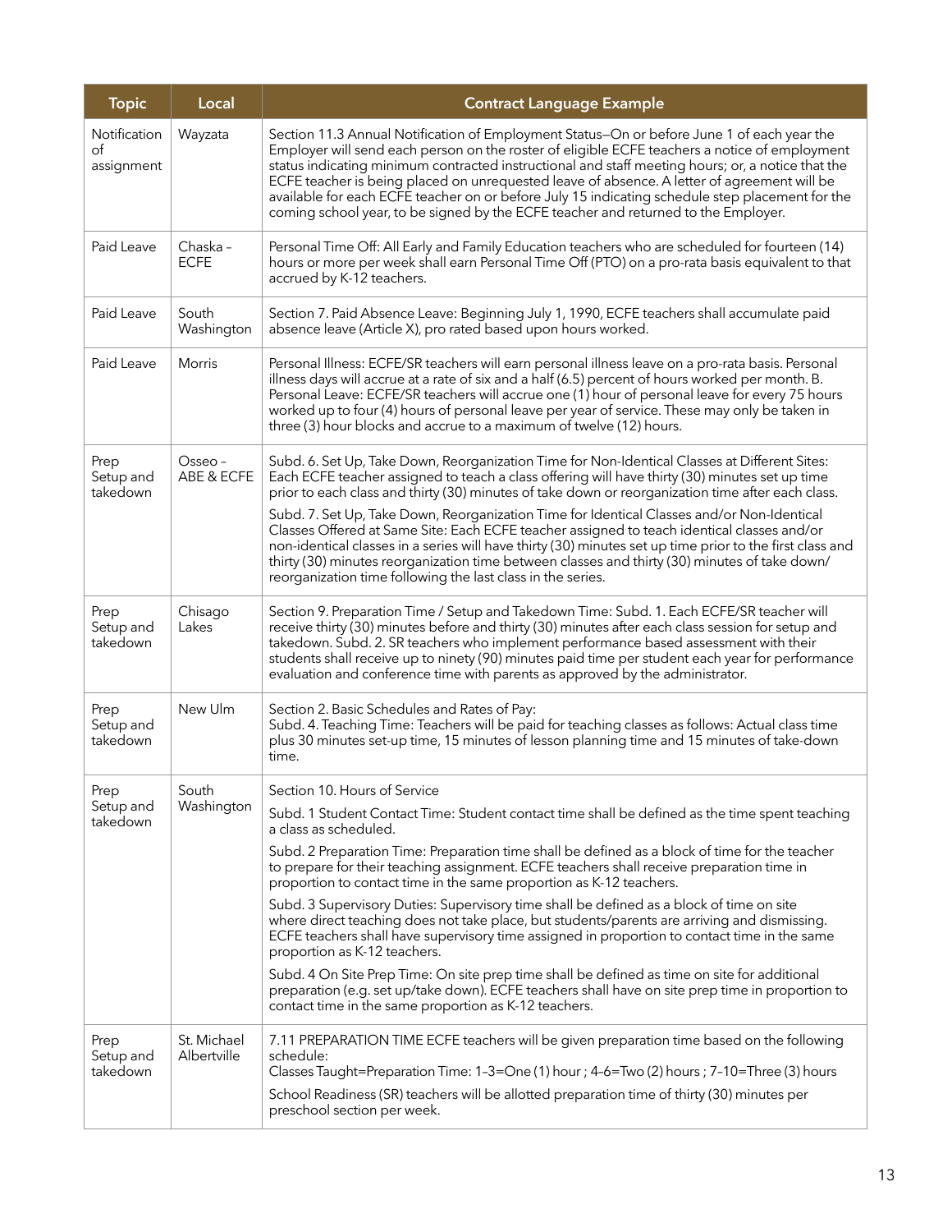| Topic | Local | Contract Language Example |
|---|---|---|
| Notification of assignment | Wayzata | Section 11.3 Annual Notification of Employment Status—On or before June 1 of each year the Employer will send each person on the roster of eligible ECFE teachers a notice of employment status indicating minimum contracted instructional and staff meeting hours; or, a notice that the ECFE teacher is being placed on unrequested leave of absence. A letter of agreement will be available for each ECFE teacher on or before July 15 indicating schedule step placement for the coming school year, to be signed by the ECFE teacher and returned to the Employer. |
| Paid Leave | Chaska – ECFE | Personal Time Off: All Early and Family Education teachers who are scheduled for fourteen (14) hours or more per week shall earn Personal Time Off (PTO) on a pro-rata basis equivalent to that accrued by K-12 teachers. |
| Paid Leave | South Washington | Section 7. Paid Absence Leave: Beginning July 1, 1990, ECFE teachers shall accumulate paid absence leave (Article X), pro rated based upon hours worked. |
| Paid Leave | Morris | Personal Illness: ECFE/SR teachers will earn personal illness leave on a pro-rata basis. Personal illness days will accrue at a rate of six and a half (6.5) percent of hours worked per month. B. Personal Leave: ECFE/SR teachers will accrue one (1) hour of personal leave for every 75 hours worked up to four (4) hours of personal leave per year of service. These may only be taken in three (3) hour blocks and accrue to a maximum of twelve (12) hours. |
| Prep Setup and takedown | Osseo – ABE & ECFE | Subd. 6. Set Up, Take Down, Reorganization Time for Non-Identical Classes at Different Sites: Each ECFE teacher assigned to teach a class offering will have thirty (30) minutes set up time prior to each class and thirty (30) minutes of take down or reorganization time after each class.<br><br>Subd. 7. Set Up, Take Down, Reorganization Time for Identical Classes and/or Non-Identical Classes Offered at Same Site: Each ECFE teacher assigned to teach identical classes and/or non-identical classes in a series will have thirty (30) minutes set up time prior to the first class and thirty (30) minutes reorganization time between classes and thirty (30) minutes of take down/reorganization time following the last class in the series. |
| Prep Setup and takedown | Chisago Lakes | Section 9. Preparation Time / Setup and Takedown Time: Subd. 1. Each ECFE/SR teacher will receive thirty (30) minutes before and thirty (30) minutes after each class session for setup and takedown. Subd. 2. SR teachers who implement performance based assessment with their students shall receive up to ninety (90) minutes paid time per student each year for performance evaluation and conference time with parents as approved by the administrator. |
| Prep Setup and takedown | New Ulm | Section 2. Basic Schedules and Rates of Pay:<br>Subd. 4. Teaching Time: Teachers will be paid for teaching classes as follows: Actual class time plus 30 minutes set-up time, 15 minutes of lesson planning time and 15 minutes of take-down time. |
| Prep Setup and takedown | South Washington | Section 10. Hours of Service<br><br>Subd. 1 Student Contact Time: Student contact time shall be defined as the time spent teaching a class as scheduled.<br><br>Subd. 2 Preparation Time: Preparation time shall be defined as a block of time for the teacher to prepare for their teaching assignment. ECFE teachers shall receive preparation time in proportion to contact time in the same proportion as K-12 teachers.<br><br>Subd. 3 Supervisory Duties: Supervisory time shall be defined as a block of time on site where direct teaching does not take place, but students/parents are arriving and dismissing. ECFE teachers shall have supervisory time assigned in proportion to contact time in the same proportion as K-12 teachers.<br><br>Subd. 4 On Site Prep Time: On site prep time shall be defined as time on site for additional preparation (e.g. set up/take down). ECFE teachers shall have on site prep time in proportion to contact time in the same proportion as K-12 teachers. |
| Prep Setup and takedown | St. Michael Albertville | 7.11 PREPARATION TIME ECFE teachers will be given preparation time based on the following schedule:<br>Classes Taught=Preparation Time: 1–3=One (1) hour ; 4–6=Two (2) hours ; 7–10=Three (3) hours<br><br>School Readiness (SR) teachers will be allotted preparation time of thirty (30) minutes per preschool section per week. |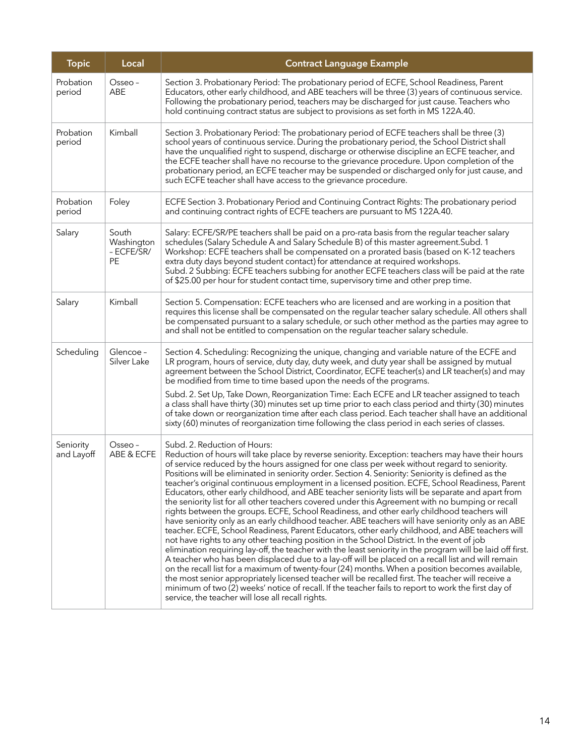| Topic | Local | Contract Language Example |
|---|---|---|
| Probation period | Osseo – ABE | Section 3. Probationary Period: The probationary period of ECFE, School Readiness, Parent Educators, other early childhood, and ABE teachers will be three (3) years of continuous service. Following the probationary period, teachers may be discharged for just cause. Teachers who hold continuing contract status are subject to provisions as set forth in MS 122A.40. |
| Probation period | Kimball | Section 3. Probationary Period: The probationary period of ECFE teachers shall be three (3) school years of continuous service. During the probationary period, the School District shall have the unqualified right to suspend, discharge or otherwise discipline an ECFE teacher, and the ECFE teacher shall have no recourse to the grievance procedure. Upon completion of the probationary period, an ECFE teacher may be suspended or discharged only for just cause, and such ECFE teacher shall have access to the grievance procedure. |
| Probation period | Foley | ECFE Section 3. Probationary Period and Continuing Contract Rights: The probationary period and continuing contract rights of ECFE teachers are pursuant to MS 122A.40. |
| Salary | South Washington – ECFE/SR/PE | Salary: ECFE/SR/PE teachers shall be paid on a pro-rata basis from the regular teacher salary schedules (Salary Schedule A and Salary Schedule B) of this master agreement.Subd. 1 Workshop: ECFE teachers shall be compensated on a prorated basis (based on K-12 teachers extra duty days beyond student contact) for attendance at required workshops.<br>Subd. 2 Subbing: ECFE teachers subbing for another ECFE teachers class will be paid at the rate of $25.00 per hour for student contact time, supervisory time and other prep time. |
| Salary | Kimball | Section 5. Compensation: ECFE teachers who are licensed and are working in a position that requires this license shall be compensated on the regular teacher salary schedule. All others shall be compensated pursuant to a salary schedule, or such other method as the parties may agree to and shall not be entitled to compensation on the regular teacher salary schedule. |
| Scheduling | Glencoe – Silver Lake | Section 4. Scheduling: Recognizing the unique, changing and variable nature of the ECFE and LR program, hours of service, duty day, duty week, and duty year shall be assigned by mutual agreement between the School District, Coordinator, ECFE teacher(s) and LR teacher(s) and may be modified from time to time based upon the needs of the programs.<br>Subd. 2. Set Up, Take Down, Reorganization Time: Each ECFE and LR teacher assigned to teach a class shall have thirty (30) minutes set up time prior to each class period and thirty (30) minutes of take down or reorganization time after each class period. Each teacher shall have an additional sixty (60) minutes of reorganization time following the class period in each series of classes. |
| Seniority and Layoff | Osseo – ABE & ECFE | Subd. 2. Reduction of Hours:<br>Reduction of hours will take place by reverse seniority. Exception: teachers may have their hours of service reduced by the hours assigned for one class per week without regard to seniority. Positions will be eliminated in seniority order. Section 4. Seniority: Seniority is defined as the teacher's original continuous employment in a licensed position. ECFE, School Readiness, Parent Educators, other early childhood, and ABE teacher seniority lists will be separate and apart from the seniority list for all other teachers covered under this Agreement with no bumping or recall rights between the groups. ECFE, School Readiness, and other early childhood teachers will have seniority only as an early childhood teacher. ABE teachers will have seniority only as an ABE teacher. ECFE, School Readiness, Parent Educators, other early childhood, and ABE teachers will not have rights to any other teaching position in the School District. In the event of job elimination requiring lay-off, the teacher with the least seniority in the program will be laid off first. A teacher who has been displaced due to a lay-off will be placed on a recall list and will remain on the recall list for a maximum of twenty-four (24) months. When a position becomes available, the most senior appropriately licensed teacher will be recalled first. The teacher will receive a minimum of two (2) weeks' notice of recall. If the teacher fails to report to work the first day of service, the teacher will lose all recall rights. |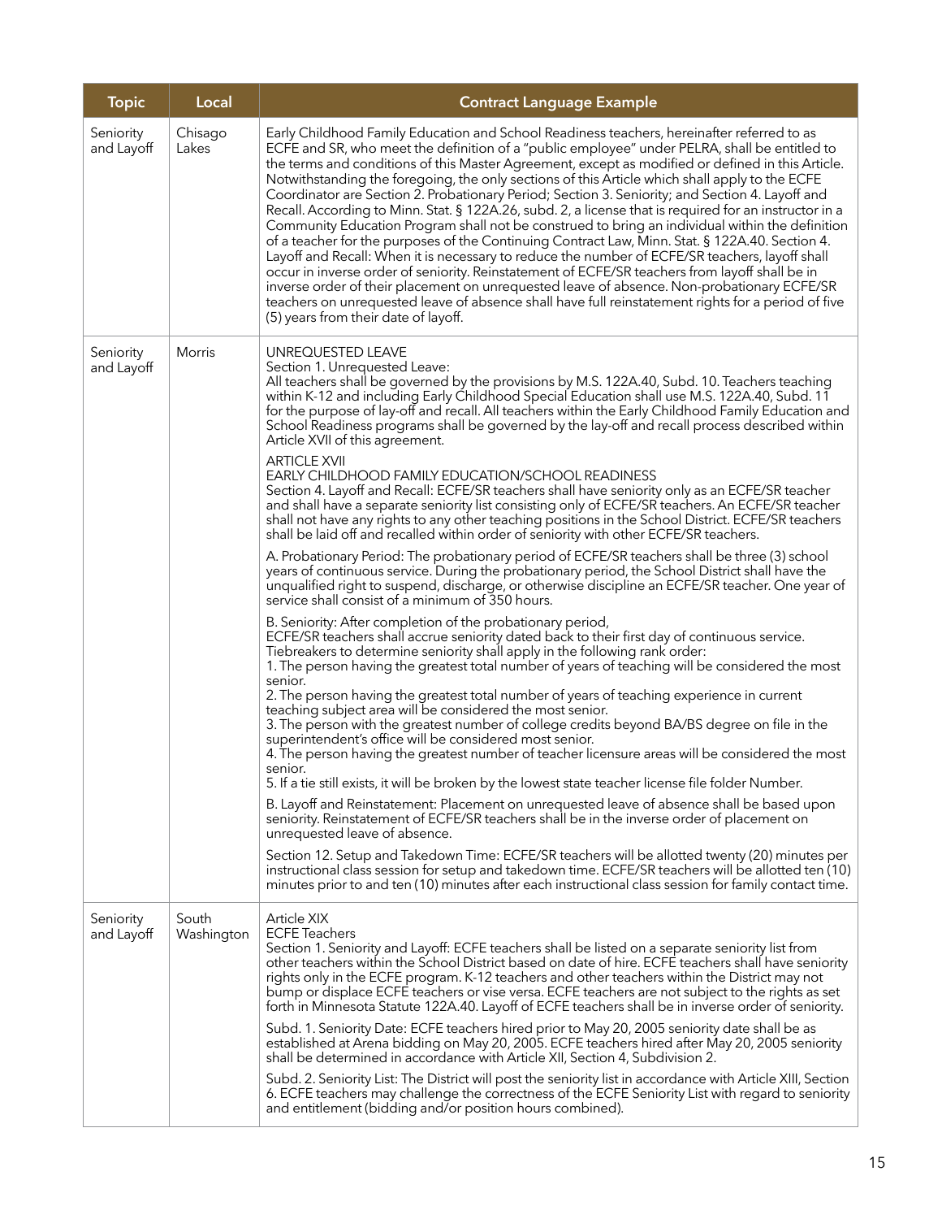| Topic | Local | Contract Language Example |
|---|---|---|
| Seniority and Layoff | Chisago Lakes | Early Childhood Family Education and School Readiness teachers, hereinafter referred to as ECFE and SR, who meet the definition of a "public employee" under PELRA, shall be entitled to the terms and conditions of this Master Agreement, except as modified or defined in this Article. Notwithstanding the foregoing, the only sections of this Article which shall apply to the ECFE Coordinator are Section 2. Probationary Period; Section 3. Seniority; and Section 4. Layoff and Recall. According to Minn. Stat. § 122A.26, subd. 2, a license that is required for an instructor in a Community Education Program shall not be construed to bring an individual within the definition of a teacher for the purposes of the Continuing Contract Law, Minn. Stat. § 122A.40. Section 4. Layoff and Recall: When it is necessary to reduce the number of ECFE/SR teachers, layoff shall occur in inverse order of seniority. Reinstatement of ECFE/SR teachers from layoff shall be in inverse order of their placement on unrequested leave of absence. Non-probationary ECFE/SR teachers on unrequested leave of absence shall have full reinstatement rights for a period of five (5) years from their date of layoff. |
| Seniority and Layoff | Morris | UNREQUESTED LEAVE<br>Section 1. Unrequested Leave:<br>All teachers shall be governed by the provisions by M.S. 122A.40, Subd. 10. Teachers teaching within K-12 and including Early Childhood Special Education shall use M.S. 122A.40, Subd. 11 for the purpose of lay-off and recall. All teachers within the Early Childhood Family Education and School Readiness programs shall be governed by the lay-off and recall process described within Article XVII of this agreement.<br><br>ARTICLE XVII<br>EARLY CHILDHOOD FAMILY EDUCATION/SCHOOL READINESS<br>Section 4. Layoff and Recall: ECFE/SR teachers shall have seniority only as an ECFE/SR teacher and shall have a separate seniority list consisting only of ECFE/SR teachers. An ECFE/SR teacher shall not have any rights to any other teaching positions in the School District. ECFE/SR teachers shall be laid off and recalled within order of seniority with other ECFE/SR teachers.<br><br>A. Probationary Period: The probationary period of ECFE/SR teachers shall be three (3) school years of continuous service. During the probationary period, the School District shall have the unqualified right to suspend, discharge, or otherwise discipline an ECFE/SR teacher. One year of service shall consist of a minimum of 350 hours.<br><br>B. Seniority: After completion of the probationary period,<br>ECFE/SR teachers shall accrue seniority dated back to their first day of continuous service.<br>Tiebreakers to determine seniority shall apply in the following rank order:<br>1. The person having the greatest total number of years of teaching will be considered the most senior.<br>2. The person having the greatest total number of years of teaching experience in current teaching subject area will be considered the most senior.<br>3. The person with the greatest number of college credits beyond BA/BS degree on file in the superintendent's office will be considered most senior.<br>4. The person having the greatest number of teacher licensure areas will be considered the most senior.<br>5. If a tie still exists, it will be broken by the lowest state teacher license file folder Number.<br><br>B. Layoff and Reinstatement: Placement on unrequested leave of absence shall be based upon seniority. Reinstatement of ECFE/SR teachers shall be in the inverse order of placement on unrequested leave of absence.<br><br>Section 12. Setup and Takedown Time: ECFE/SR teachers will be allotted twenty (20) minutes per instructional class session for setup and takedown time. ECFE/SR teachers will be allotted ten (10) minutes prior to and ten (10) minutes after each instructional class session for family contact time. |
| Seniority and Layoff | South Washington | Article XIX<br>ECFE Teachers<br>Section 1. Seniority and Layoff: ECFE teachers shall be listed on a separate seniority list from other teachers within the School District based on date of hire. ECFE teachers shall have seniority rights only in the ECFE program. K-12 teachers and other teachers within the District may not bump or displace ECFE teachers or vise versa. ECFE teachers are not subject to the rights as set forth in Minnesota Statute 122A.40. Layoff of ECFE teachers shall be in inverse order of seniority.<br><br>Subd. 1. Seniority Date: ECFE teachers hired prior to May 20, 2005 seniority date shall be as established at Arena bidding on May 20, 2005. ECFE teachers hired after May 20, 2005 seniority shall be determined in accordance with Article XII, Section 4, Subdivision 2.<br><br>Subd. 2. Seniority List: The District will post the seniority list in accordance with Article XIII, Section 6. ECFE teachers may challenge the correctness of the ECFE Seniority List with regard to seniority and entitlement (bidding and/or position hours combined). |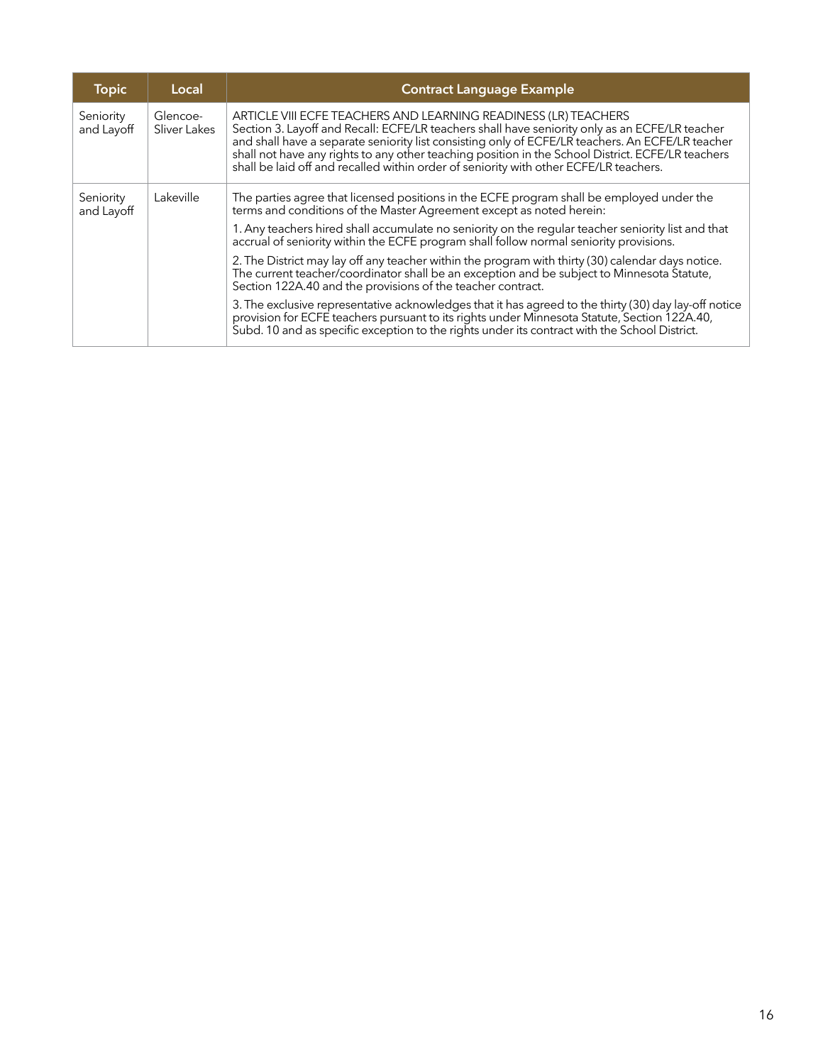| Topic | Local | Contract Language Example |
|---|---|---|
| Seniority and Layoff | Glencoe-Sliver Lakes | ARTICLE VIII ECFE TEACHERS AND LEARNING READINESS (LR) TEACHERS<br>Section 3. Layoff and Recall: ECFE/LR teachers shall have seniority only as an ECFE/LR teacher and shall have a separate seniority list consisting only of ECFE/LR teachers. An ECFE/LR teacher shall not have any rights to any other teaching position in the School District. ECFE/LR teachers shall be laid off and recalled within order of seniority with other ECFE/LR teachers. |
| Seniority and Layoff | Lakeville | The parties agree that licensed positions in the ECFE program shall be employed under the terms and conditions of the Master Agreement except as noted herein:<br>1. Any teachers hired shall accumulate no seniority on the regular teacher seniority list and that accrual of seniority within the ECFE program shall follow normal seniority provisions.<br>2. The District may lay off any teacher within the program with thirty (30) calendar days notice. The current teacher/coordinator shall be an exception and be subject to Minnesota Statute, Section 122A.40 and the provisions of the teacher contract.<br>3. The exclusive representative acknowledges that it has agreed to the thirty (30) day lay-off notice provision for ECFE teachers pursuant to its rights under Minnesota Statute, Section 122A.40, Subd. 10 and as specific exception to the rights under its contract with the School District. |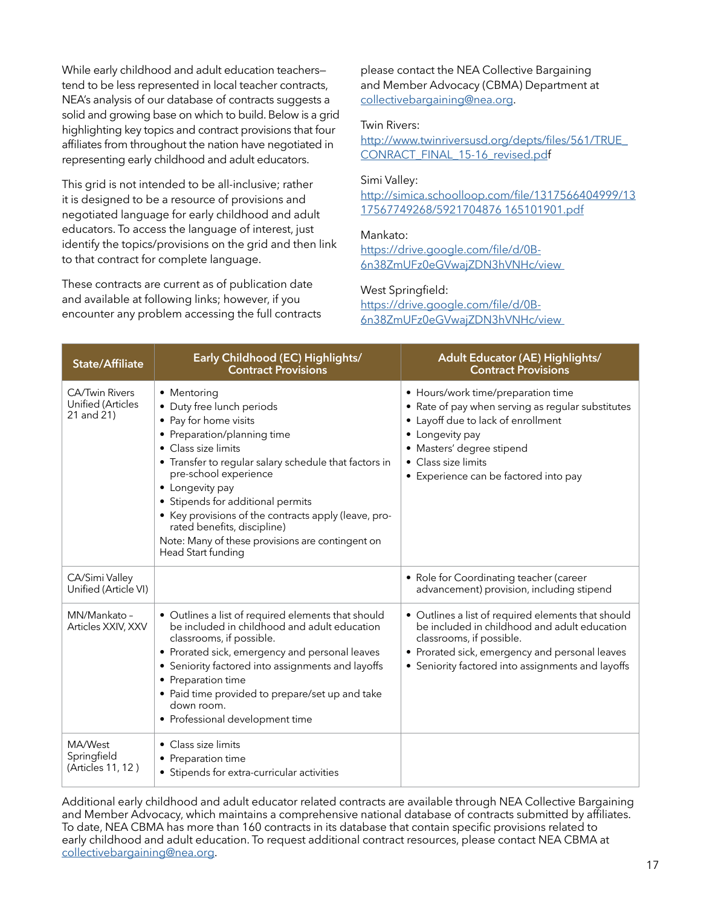While early childhood and adult education teachers—tend to be less represented in local teacher contracts, NEA's analysis of our database of contracts suggests a solid and growing base on which to build. Below is a grid highlighting key topics and contract provisions that four affiliates from throughout the nation have negotiated in representing early childhood and adult educators.

This grid is not intended to be all-inclusive; rather it is designed to be a resource of provisions and negotiated language for early childhood and adult educators. To access the language of interest, just identify the topics/provisions on the grid and then link to that contract for complete language.

These contracts are current as of publication date and available at following links; however, if you encounter any problem accessing the full contracts please contact the NEA Collective Bargaining and Member Advocacy (CBMA) Department at collectivebargaining@nea.org.

Twin Rivers:
http://www.twinriversusd.org/depts/files/561/TRUE_CONRACT_FINAL_15-16_revised.pdf

Simi Valley:
http://simica.schoolloop.com/file/1317566404999/1317567749268/5921704876 165101901.pdf

Mankato:
https://drive.google.com/file/d/0B-6n38ZmUFz0eGVwajZDN3hVNHc/view

West Springfield:
https://drive.google.com/file/d/0B-6n38ZmUFz0eGVwajZDN3hVNHc/view

| State/Affiliate | Early Childhood (EC) Highlights/ Contract Provisions | Adult Educator (AE) Highlights/ Contract Provisions |
|---|---|---|
| CA/Twin Rivers Unified (Articles 21 and 21) | • Mentoring<br>• Duty free lunch periods<br>• Pay for home visits<br>• Preparation/planning time<br>• Class size limits<br>• Transfer to regular salary schedule that factors in pre-school experience<br>• Longevity pay<br>• Stipends for additional permits<br>• Key provisions of the contracts apply (leave, pro-rated benefits, discipline)<br>Note: Many of these provisions are contingent on Head Start funding | • Hours/work time/preparation time<br>• Rate of pay when serving as regular substitutes<br>• Layoff due to lack of enrollment<br>• Longevity pay<br>• Masters' degree stipend<br>• Class size limits<br>• Experience can be factored into pay |
| CA/Simi Valley Unified (Article VI) | | • Role for Coordinating teacher (career advancement) provision, including stipend |
| MN/Mankato – Articles XXIV, XXV | • Outlines a list of required elements that should be included in childhood and adult education classrooms, if possible.<br>• Prorated sick, emergency and personal leaves<br>• Seniority factored into assignments and layoffs<br>• Preparation time<br>• Paid time provided to prepare/set up and take down room.<br>• Professional development time | • Outlines a list of required elements that should be included in childhood and adult education classrooms, if possible.<br>• Prorated sick, emergency and personal leaves<br>• Seniority factored into assignments and layoffs |
| MA/West Springfield (Articles 11, 12 ) | • Class size limits<br>• Preparation time<br>• Stipends for extra-curricular activities | |

Additional early childhood and adult educator related contracts are available through NEA Collective Bargaining and Member Advocacy, which maintains a comprehensive national database of contracts submitted by affiliates. To date, NEA CBMA has more than 160 contracts in its database that contain specific provisions related to early childhood and adult education. To request additional contract resources, please contact NEA CBMA at collectivebargaining@nea.org.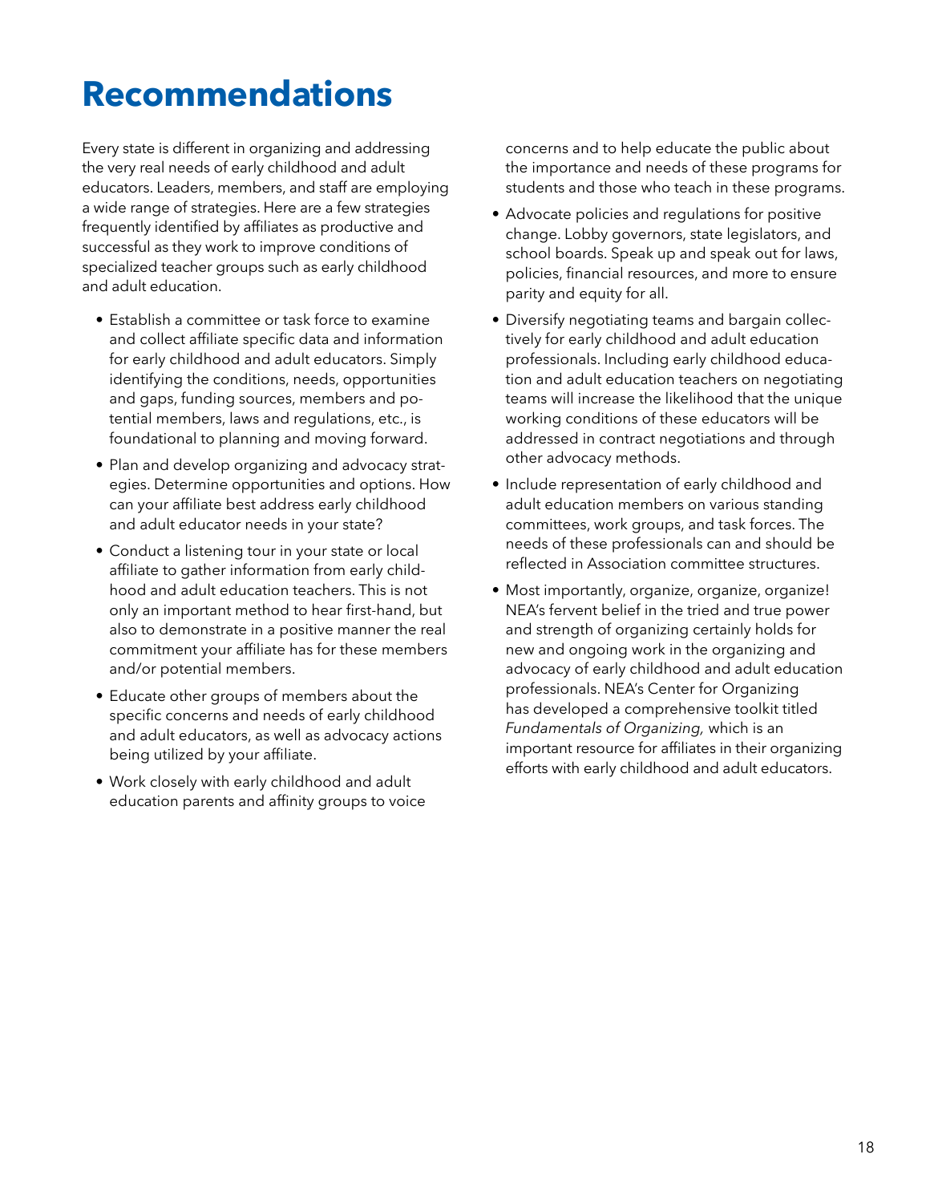# Recommendations

Every state is different in organizing and addressing the very real needs of early childhood and adult educators. Leaders, members, and staff are employing a wide range of strategies. Here are a few strategies frequently identified by affiliates as productive and successful as they work to improve conditions of specialized teacher groups such as early childhood and adult education.

- Establish a committee or task force to examine and collect affiliate specific data and information for early childhood and adult educators. Simply identifying the conditions, needs, opportunities and gaps, funding sources, members and potential members, laws and regulations, etc., is foundational to planning and moving forward.
- Plan and develop organizing and advocacy strategies. Determine opportunities and options. How can your affiliate best address early childhood and adult educator needs in your state?
- Conduct a listening tour in your state or local affiliate to gather information from early childhood and adult education teachers. This is not only an important method to hear first-hand, but also to demonstrate in a positive manner the real commitment your affiliate has for these members and/or potential members.
- Educate other groups of members about the specific concerns and needs of early childhood and adult educators, as well as advocacy actions being utilized by your affiliate.
- Work closely with early childhood and adult education parents and affinity groups to voice concerns and to help educate the public about the importance and needs of these programs for students and those who teach in these programs.
- Advocate policies and regulations for positive change. Lobby governors, state legislators, and school boards. Speak up and speak out for laws, policies, financial resources, and more to ensure parity and equity for all.
- Diversify negotiating teams and bargain collectively for early childhood and adult education professionals. Including early childhood education and adult education teachers on negotiating teams will increase the likelihood that the unique working conditions of these educators will be addressed in contract negotiations and through other advocacy methods.
- Include representation of early childhood and adult education members on various standing committees, work groups, and task forces. The needs of these professionals can and should be reflected in Association committee structures.
- Most importantly, organize, organize, organize! NEA's fervent belief in the tried and true power and strength of organizing certainly holds for new and ongoing work in the organizing and advocacy of early childhood and adult education professionals. NEA's Center for Organizing has developed a comprehensive toolkit titled *Fundamentals of Organizing,* which is an important resource for affiliates in their organizing efforts with early childhood and adult educators.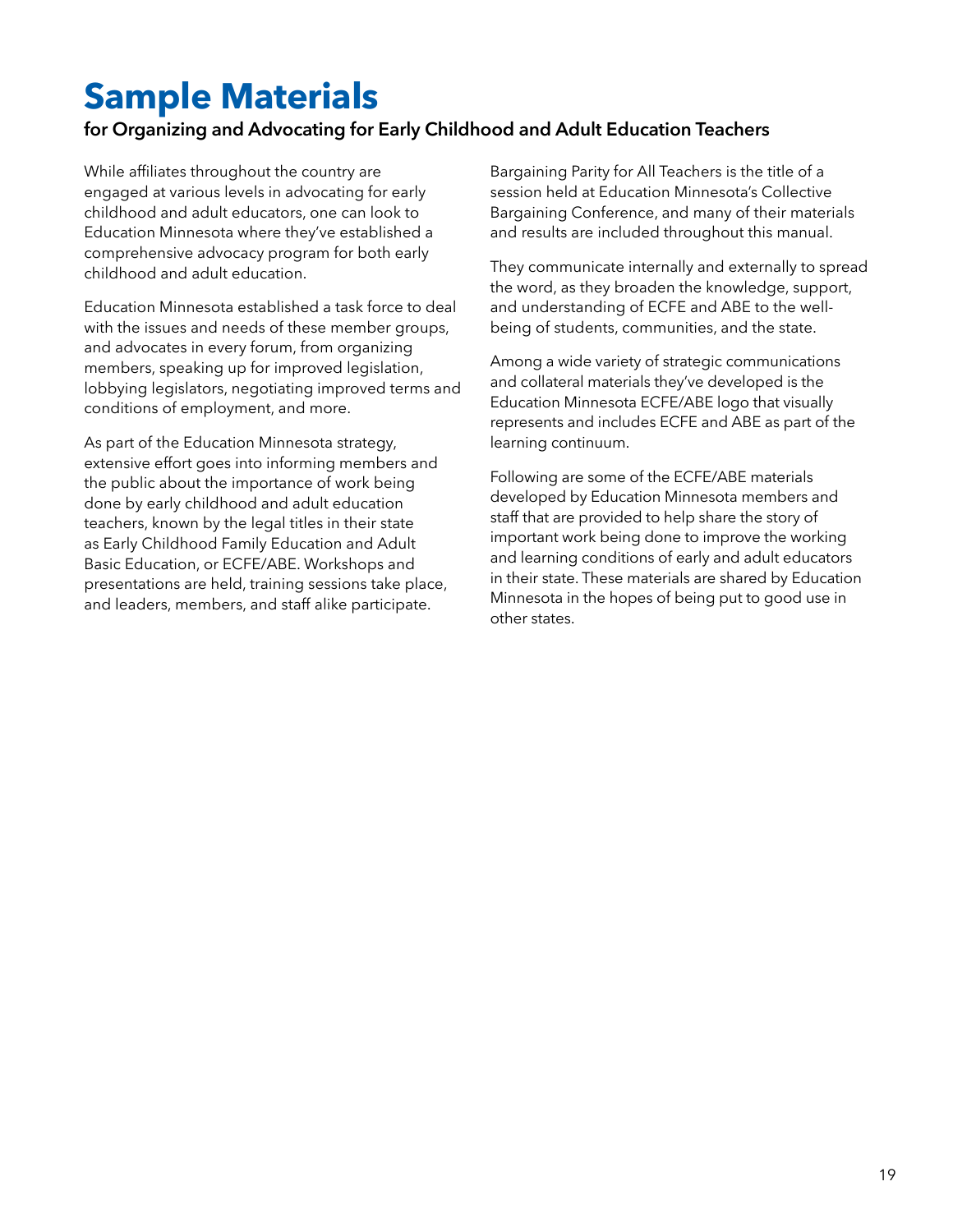# Sample Materials

## for Organizing and Advocating for Early Childhood and Adult Education Teachers

While affiliates throughout the country are engaged at various levels in advocating for early childhood and adult educators, one can look to Education Minnesota where they've established a comprehensive advocacy program for both early childhood and adult education.

Education Minnesota established a task force to deal with the issues and needs of these member groups, and advocates in every forum, from organizing members, speaking up for improved legislation, lobbying legislators, negotiating improved terms and conditions of employment, and more.

As part of the Education Minnesota strategy, extensive effort goes into informing members and the public about the importance of work being done by early childhood and adult education teachers, known by the legal titles in their state as Early Childhood Family Education and Adult Basic Education, or ECFE/ABE. Workshops and presentations are held, training sessions take place, and leaders, members, and staff alike participate.

Bargaining Parity for All Teachers is the title of a session held at Education Minnesota's Collective Bargaining Conference, and many of their materials and results are included throughout this manual.

They communicate internally and externally to spread the word, as they broaden the knowledge, support, and understanding of ECFE and ABE to the well-being of students, communities, and the state.

Among a wide variety of strategic communications and collateral materials they've developed is the Education Minnesota ECFE/ABE logo that visually represents and includes ECFE and ABE as part of the learning continuum.

Following are some of the ECFE/ABE materials developed by Education Minnesota members and staff that are provided to help share the story of important work being done to improve the working and learning conditions of early and adult educators in their state. These materials are shared by Education Minnesota in the hopes of being put to good use in other states.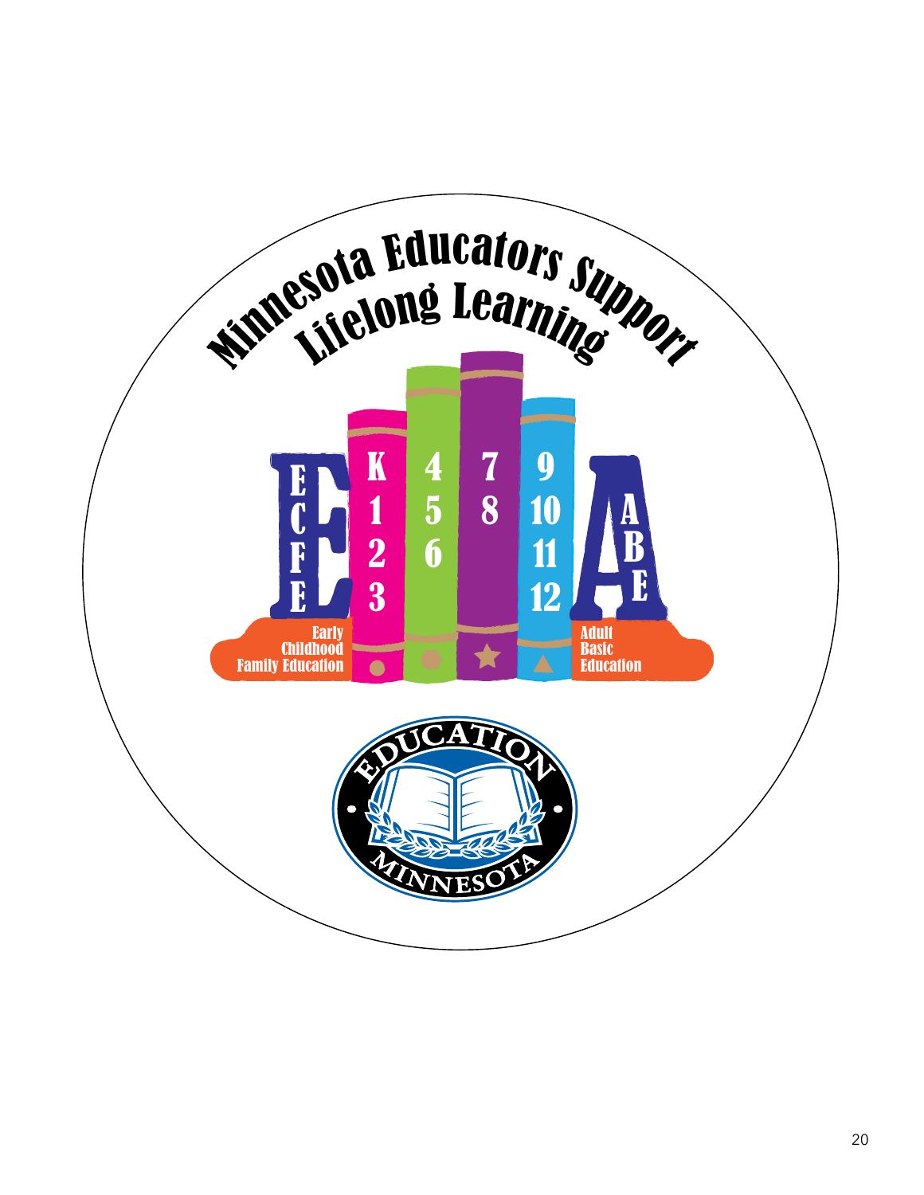Minnesota Educators Support Lifelong Learning

E C F E

Early Childhood Family Education

K 1 2 3

4 5 6

7 8

9 10 11 12

A B E

Adult Basic Education

EDUCATION MINNESOTA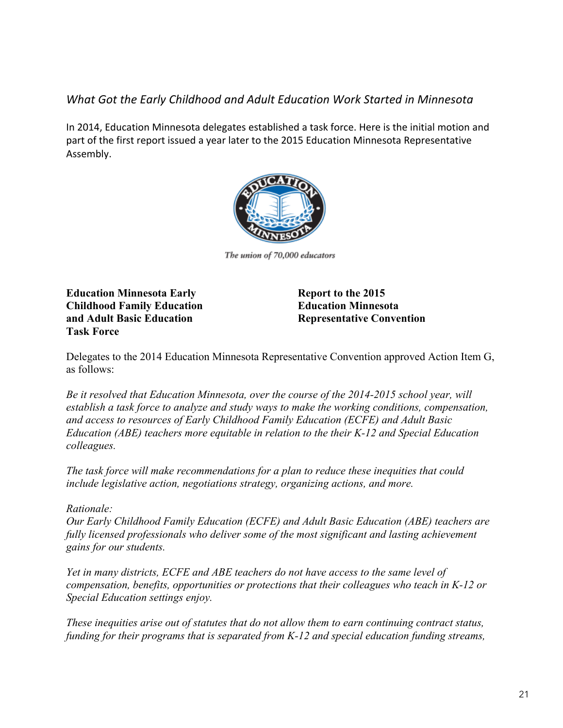*What Got the Early Childhood and Adult Education Work Started in Minnesota*

In 2014, Education Minnesota delegates established a task force. Here is the initial motion and part of the first report issued a year later to the 2015 Education Minnesota Representative Assembly.

*The union of 70,000 educators*

**Education Minnesota Early Childhood Family Education and Adult Basic Education Task Force**

**Report to the 2015 Education Minnesota Representative Convention**

Delegates to the 2014 Education Minnesota Representative Convention approved Action Item G, as follows:

*Be it resolved that Education Minnesota, over the course of the 2014-2015 school year, will establish a task force to analyze and study ways to make the working conditions, compensation, and access to resources of Early Childhood Family Education (ECFE) and Adult Basic Education (ABE) teachers more equitable in relation to the their K-12 and Special Education colleagues.*

*The task force will make recommendations for a plan to reduce these inequities that could include legislative action, negotiations strategy, organizing actions, and more.*

*Rationale:*
*Our Early Childhood Family Education (ECFE) and Adult Basic Education (ABE) teachers are fully licensed professionals who deliver some of the most significant and lasting achievement gains for our students.*

*Yet in many districts, ECFE and ABE teachers do not have access to the same level of compensation, benefits, opportunities or protections that their colleagues who teach in K-12 or Special Education settings enjoy.*

*These inequities arise out of statutes that do not allow them to earn continuing contract status, funding for their programs that is separated from K-12 and special education funding streams,*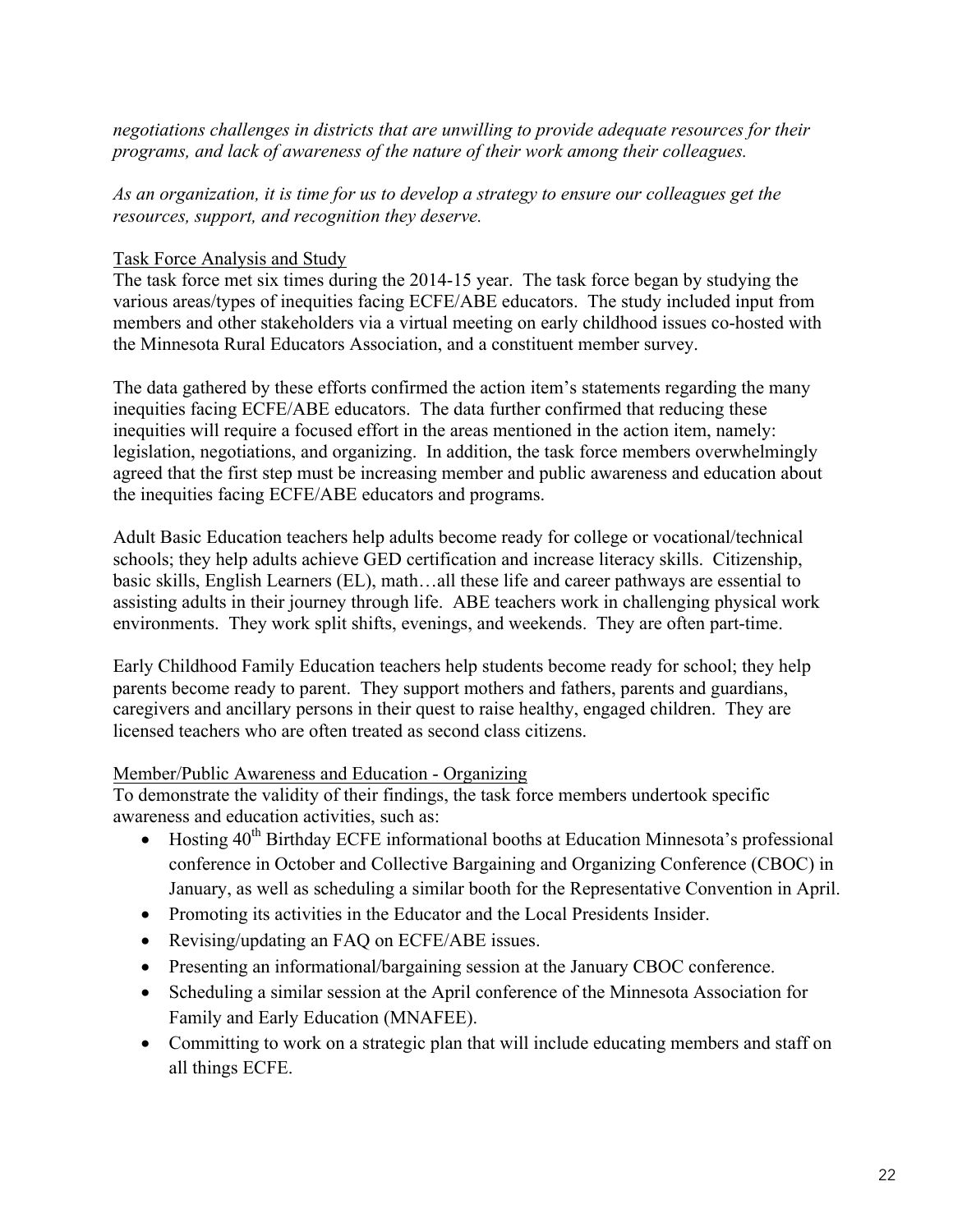*negotiations challenges in districts that are unwilling to provide adequate resources for their programs, and lack of awareness of the nature of their work among their colleagues.*

*As an organization, it is time for us to develop a strategy to ensure our colleagues get the resources, support, and recognition they deserve.*

<u>Task Force Analysis and Study</u>

The task force met six times during the 2014-15 year. The task force began by studying the various areas/types of inequities facing ECFE/ABE educators. The study included input from members and other stakeholders via a virtual meeting on early childhood issues co-hosted with the Minnesota Rural Educators Association, and a constituent member survey.

The data gathered by these efforts confirmed the action item's statements regarding the many inequities facing ECFE/ABE educators. The data further confirmed that reducing these inequities will require a focused effort in the areas mentioned in the action item, namely: legislation, negotiations, and organizing. In addition, the task force members overwhelmingly agreed that the first step must be increasing member and public awareness and education about the inequities facing ECFE/ABE educators and programs.

Adult Basic Education teachers help adults become ready for college or vocational/technical schools; they help adults achieve GED certification and increase literacy skills. Citizenship, basic skills, English Learners (EL), math…all these life and career pathways are essential to assisting adults in their journey through life. ABE teachers work in challenging physical work environments. They work split shifts, evenings, and weekends. They are often part-time.

Early Childhood Family Education teachers help students become ready for school; they help parents become ready to parent. They support mothers and fathers, parents and guardians, caregivers and ancillary persons in their quest to raise healthy, engaged children. They are licensed teachers who are often treated as second class citizens.

<u>Member/Public Awareness and Education - Organizing</u>

To demonstrate the validity of their findings, the task force members undertook specific awareness and education activities, such as:

- Hosting 40th Birthday ECFE informational booths at Education Minnesota's professional conference in October and Collective Bargaining and Organizing Conference (CBOC) in January, as well as scheduling a similar booth for the Representative Convention in April.
- Promoting its activities in the Educator and the Local Presidents Insider.
- Revising/updating an FAQ on ECFE/ABE issues.
- Presenting an informational/bargaining session at the January CBOC conference.
- Scheduling a similar session at the April conference of the Minnesota Association for Family and Early Education (MNAFEE).
- Committing to work on a strategic plan that will include educating members and staff on all things ECFE.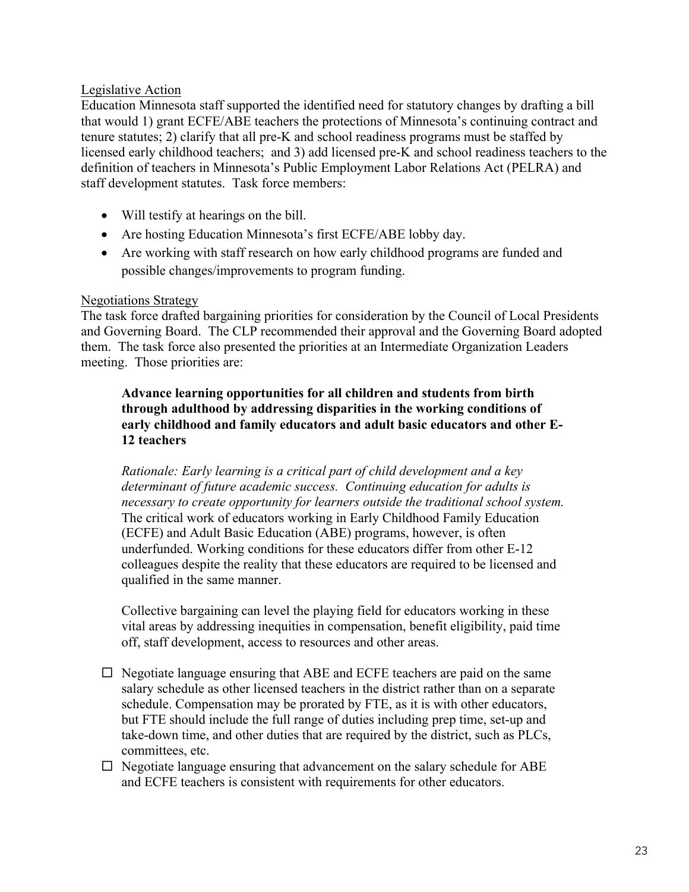Legislative Action

Education Minnesota staff supported the identified need for statutory changes by drafting a bill that would 1) grant ECFE/ABE teachers the protections of Minnesota's continuing contract and tenure statutes; 2) clarify that all pre-K and school readiness programs must be staffed by licensed early childhood teachers; and 3) add licensed pre-K and school readiness teachers to the definition of teachers in Minnesota's Public Employment Labor Relations Act (PELRA) and staff development statutes. Task force members:

- Will testify at hearings on the bill.
- Are hosting Education Minnesota's first ECFE/ABE lobby day.
- Are working with staff research on how early childhood programs are funded and possible changes/improvements to program funding.

Negotiations Strategy

The task force drafted bargaining priorities for consideration by the Council of Local Presidents and Governing Board. The CLP recommended their approval and the Governing Board adopted them. The task force also presented the priorities at an Intermediate Organization Leaders meeting. Those priorities are:

> **Advance learning opportunities for all children and students from birth through adulthood by addressing disparities in the working conditions of early childhood and family educators and adult basic educators and other E-12 teachers**
>
> *Rationale: Early learning is a critical part of child development and a key determinant of future academic success. Continuing education for adults is necessary to create opportunity for learners outside the traditional school system.* The critical work of educators working in Early Childhood Family Education (ECFE) and Adult Basic Education (ABE) programs, however, is often underfunded. Working conditions for these educators differ from other E-12 colleagues despite the reality that these educators are required to be licensed and qualified in the same manner.
>
> Collective bargaining can level the playing field for educators working in these vital areas by addressing inequities in compensation, benefit eligibility, paid time off, staff development, access to resources and other areas.

- ☐ Negotiate language ensuring that ABE and ECFE teachers are paid on the same salary schedule as other licensed teachers in the district rather than on a separate schedule. Compensation may be prorated by FTE, as it is with other educators, but FTE should include the full range of duties including prep time, set-up and take-down time, and other duties that are required by the district, such as PLCs, committees, etc.
- ☐ Negotiate language ensuring that advancement on the salary schedule for ABE and ECFE teachers is consistent with requirements for other educators.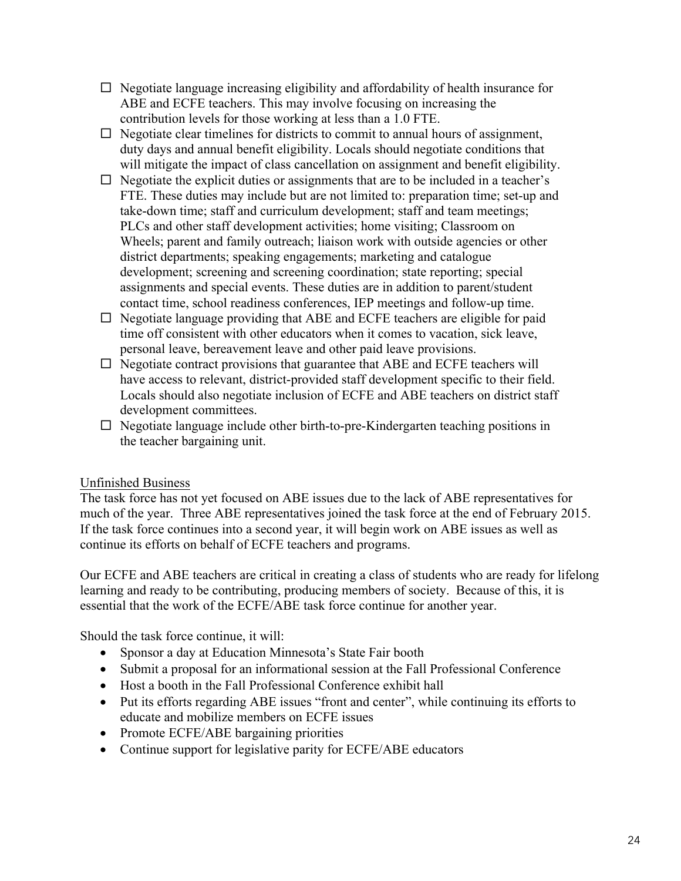- ☐ Negotiate language increasing eligibility and affordability of health insurance for ABE and ECFE teachers. This may involve focusing on increasing the contribution levels for those working at less than a 1.0 FTE.
- ☐ Negotiate clear timelines for districts to commit to annual hours of assignment, duty days and annual benefit eligibility. Locals should negotiate conditions that will mitigate the impact of class cancellation on assignment and benefit eligibility.
- ☐ Negotiate the explicit duties or assignments that are to be included in a teacher's FTE. These duties may include but are not limited to: preparation time; set-up and take-down time; staff and curriculum development; staff and team meetings; PLCs and other staff development activities; home visiting; Classroom on Wheels; parent and family outreach; liaison work with outside agencies or other district departments; speaking engagements; marketing and catalogue development; screening and screening coordination; state reporting; special assignments and special events. These duties are in addition to parent/student contact time, school readiness conferences, IEP meetings and follow-up time.
- ☐ Negotiate language providing that ABE and ECFE teachers are eligible for paid time off consistent with other educators when it comes to vacation, sick leave, personal leave, bereavement leave and other paid leave provisions.
- ☐ Negotiate contract provisions that guarantee that ABE and ECFE teachers will have access to relevant, district-provided staff development specific to their field. Locals should also negotiate inclusion of ECFE and ABE teachers on district staff development committees.
- ☐ Negotiate language include other birth-to-pre-Kindergarten teaching positions in the teacher bargaining unit.

Unfinished Business

The task force has not yet focused on ABE issues due to the lack of ABE representatives for much of the year. Three ABE representatives joined the task force at the end of February 2015. If the task force continues into a second year, it will begin work on ABE issues as well as continue its efforts on behalf of ECFE teachers and programs.

Our ECFE and ABE teachers are critical in creating a class of students who are ready for lifelong learning and ready to be contributing, producing members of society. Because of this, it is essential that the work of the ECFE/ABE task force continue for another year.

Should the task force continue, it will:

- Sponsor a day at Education Minnesota's State Fair booth
- Submit a proposal for an informational session at the Fall Professional Conference
- Host a booth in the Fall Professional Conference exhibit hall
- Put its efforts regarding ABE issues "front and center", while continuing its efforts to educate and mobilize members on ECFE issues
- Promote ECFE/ABE bargaining priorities
- Continue support for legislative parity for ECFE/ABE educators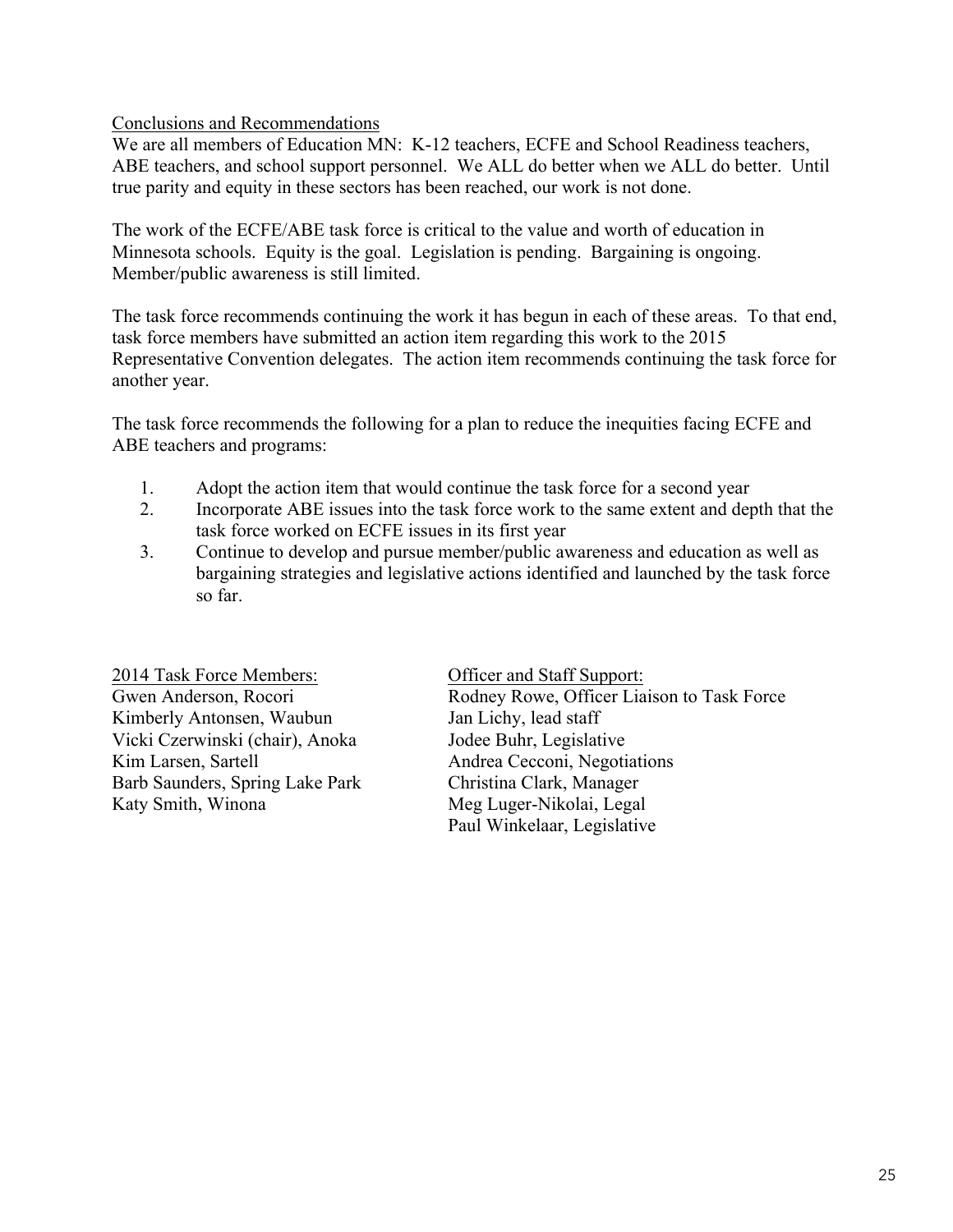## Conclusions and Recommendations

We are all members of Education MN: K-12 teachers, ECFE and School Readiness teachers, ABE teachers, and school support personnel. We ALL do better when we ALL do better. Until true parity and equity in these sectors has been reached, our work is not done.

The work of the ECFE/ABE task force is critical to the value and worth of education in Minnesota schools. Equity is the goal. Legislation is pending. Bargaining is ongoing. Member/public awareness is still limited.

The task force recommends continuing the work it has begun in each of these areas. To that end, task force members have submitted an action item regarding this work to the 2015 Representative Convention delegates. The action item recommends continuing the task force for another year.

The task force recommends the following for a plan to reduce the inequities facing ECFE and ABE teachers and programs:

1. Adopt the action item that would continue the task force for a second year
2. Incorporate ABE issues into the task force work to the same extent and depth that the task force worked on ECFE issues in its first year
3. Continue to develop and pursue member/public awareness and education as well as bargaining strategies and legislative actions identified and launched by the task force so far.

2014 Task Force Members:

Gwen Anderson, Rocori
Kimberly Antonsen, Waubun
Vicki Czerwinski (chair), Anoka
Kim Larsen, Sartell
Barb Saunders, Spring Lake Park
Katy Smith, Winona

Officer and Staff Support:

Rodney Rowe, Officer Liaison to Task Force
Jan Lichy, lead staff
Jodee Buhr, Legislative
Andrea Cecconi, Negotiations
Christina Clark, Manager
Meg Luger-Nikolai, Legal
Paul Winkelaar, Legislative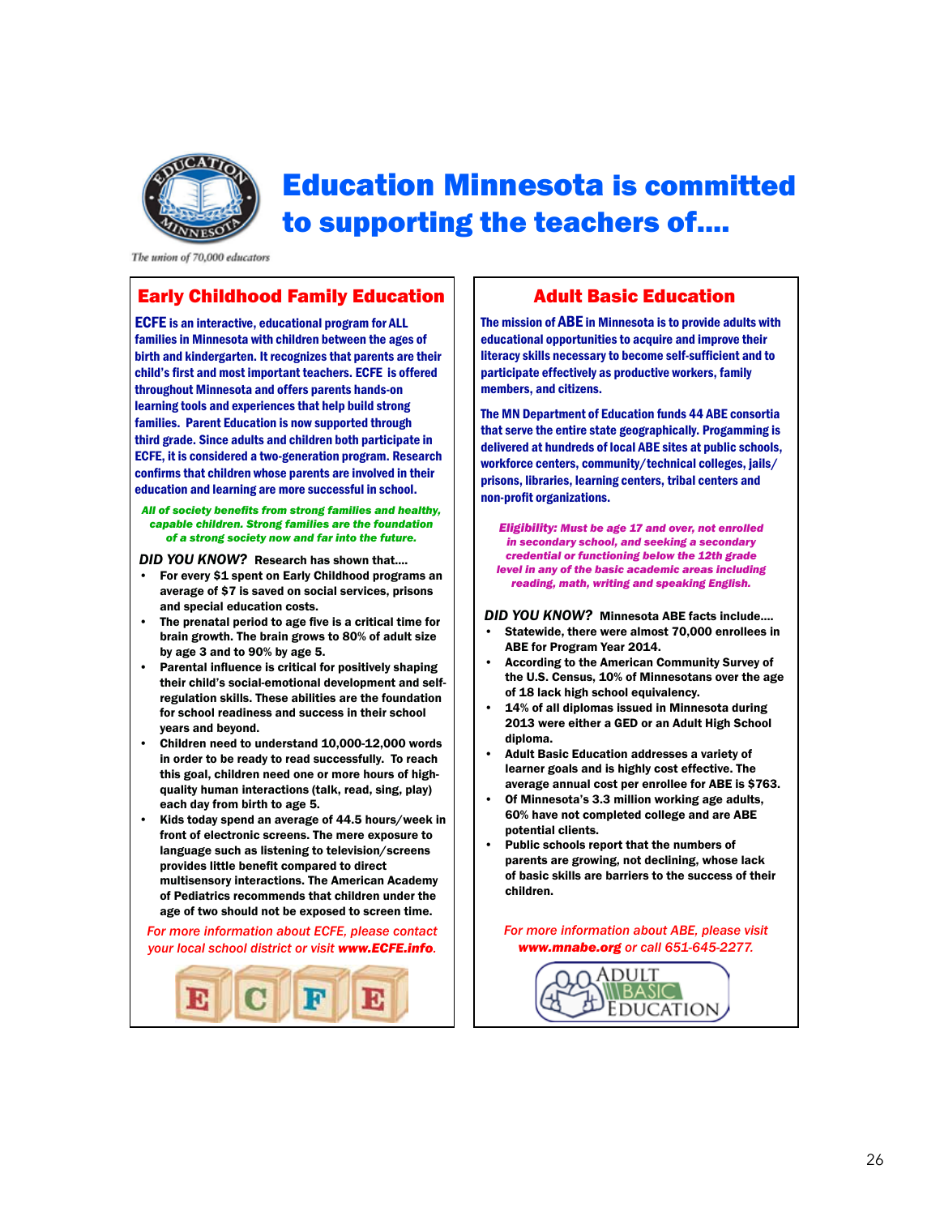# Education Minnesota is committed to supporting the teachers of....

*The union of 70,000 educators*

## Early Childhood Family Education

**ECFE is an interactive, educational program for ALL families in Minnesota with children between the ages of birth and kindergarten. It recognizes that parents are their child's first and most important teachers. ECFE is offered throughout Minnesota and offers parents hands-on learning tools and experiences that help build strong families. Parent Education is now supported through third grade. Since adults and children both participate in ECFE, it is considered a two-generation program. Research confirms that children whose parents are involved in their education and learning are more successful in school.**

***All of society benefits from strong families and healthy, capable children. Strong families are the foundation of a strong society now and far into the future.***

***DID YOU KNOW?*** **Research has shown that....**

- **For every $1 spent on Early Childhood programs an average of $7 is saved on social services, prisons and special education costs.**
- **The prenatal period to age five is a critical time for brain growth. The brain grows to 80% of adult size by age 3 and to 90% by age 5.**
- **Parental influence is critical for positively shaping their child's social-emotional development and self-regulation skills. These abilities are the foundation for school readiness and success in their school years and beyond.**
- **Children need to understand 10,000-12,000 words in order to be ready to read successfully. To reach this goal, children need one or more hours of high-quality human interactions (talk, read, sing, play) each day from birth to age 5.**
- **Kids today spend an average of 44.5 hours/week in front of electronic screens. The mere exposure to language such as listening to television/screens provides little benefit compared to direct multisensory interactions. The American Academy of Pediatrics recommends that children under the age of two should not be exposed to screen time.**

*For more information about ECFE, please contact your local school district or visit* ***www.ECFE.info****.*

## Adult Basic Education

**The mission of ABE in Minnesota is to provide adults with educational opportunities to acquire and improve their literacy skills necessary to become self-sufficient and to participate effectively as productive workers, family members, and citizens.**

**The MN Department of Education funds 44 ABE consortia that serve the entire state geographically. Programming is delivered at hundreds of local ABE sites at public schools, workforce centers, community/technical colleges, jails/prisons, libraries, learning centers, tribal centers and non-profit organizations.**

***Eligibility: Must be age 17 and over, not enrolled in secondary school, and seeking a secondary credential or functioning below the 12th grade level in any of the basic academic areas including reading, math, writing and speaking English.***

***DID YOU KNOW?*** **Minnesota ABE facts include....**

- **Statewide, there were almost 70,000 enrollees in ABE for Program Year 2014.**
- **According to the American Community Survey of the U.S. Census, 10% of Minnesotans over the age of 18 lack high school equivalency.**
- **14% of all diplomas issued in Minnesota during 2013 were either a GED or an Adult High School diploma.**
- **Adult Basic Education addresses a variety of learner goals and is highly cost effective. The average annual cost per enrollee for ABE is $763.**
- **Of Minnesota's 3.3 million working age adults, 60% have not completed college and are ABE potential clients.**
- **Public schools report that the numbers of parents are growing, not declining, whose lack of basic skills are barriers to the success of their children.**

*For more information about ABE, please visit* ***www.mnabe.org*** *or call 651-645-2277.*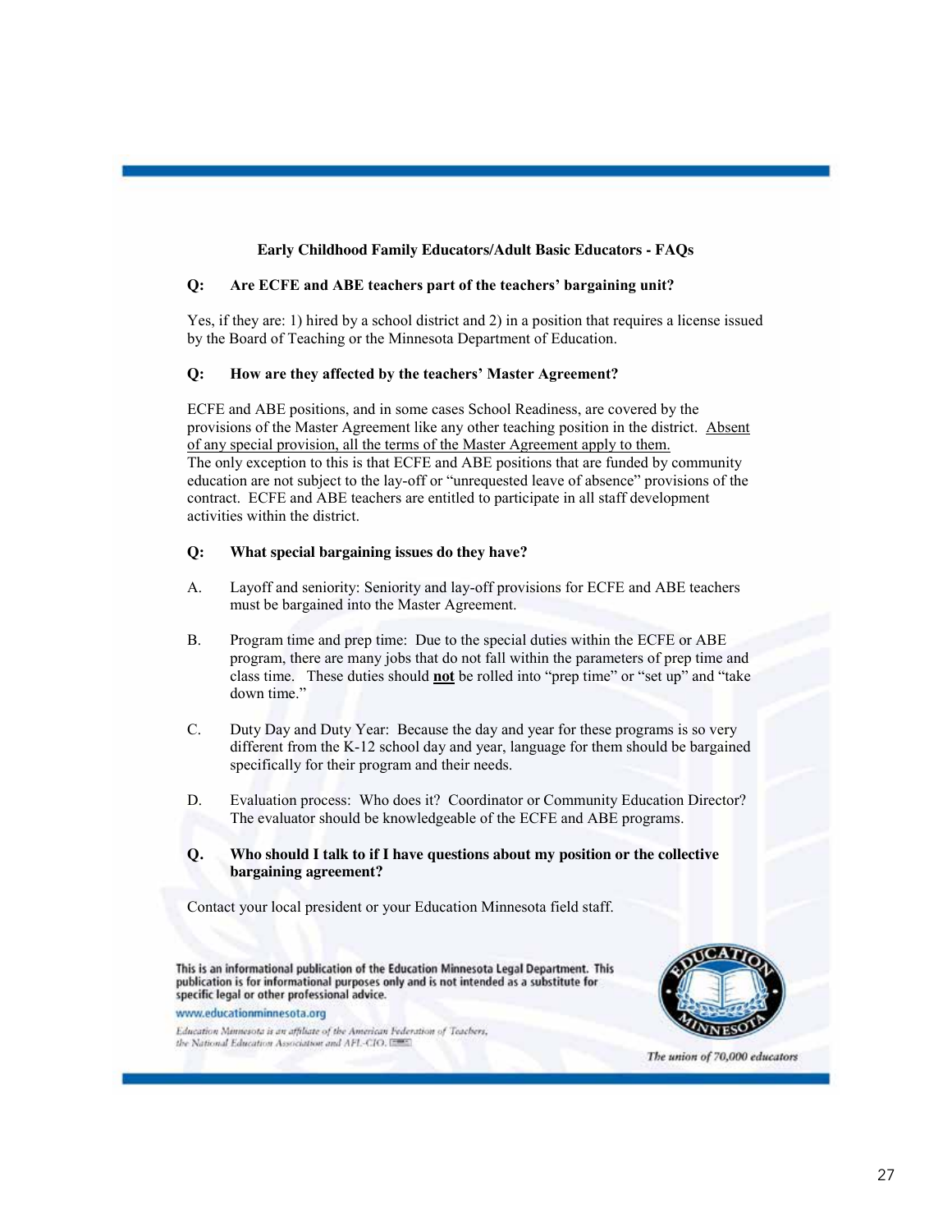**Early Childhood Family Educators/Adult Basic Educators - FAQs**

**Q: Are ECFE and ABE teachers part of the teachers' bargaining unit?**

Yes, if they are: 1) hired by a school district and 2) in a position that requires a license issued by the Board of Teaching or the Minnesota Department of Education.

**Q: How are they affected by the teachers' Master Agreement?**

ECFE and ABE positions, and in some cases School Readiness, are covered by the provisions of the Master Agreement like any other teaching position in the district. Absent of any special provision, all the terms of the Master Agreement apply to them. The only exception to this is that ECFE and ABE positions that are funded by community education are not subject to the lay-off or "unrequested leave of absence" provisions of the contract. ECFE and ABE teachers are entitled to participate in all staff development activities within the district.

**Q: What special bargaining issues do they have?**

A. Layoff and seniority: Seniority and lay-off provisions for ECFE and ABE teachers must be bargained into the Master Agreement.

B. Program time and prep time: Due to the special duties within the ECFE or ABE program, there are many jobs that do not fall within the parameters of prep time and class time. These duties should **not** be rolled into "prep time" or "set up" and "take down time."

C. Duty Day and Duty Year: Because the day and year for these programs is so very different from the K-12 school day and year, language for them should be bargained specifically for their program and their needs.

D. Evaluation process: Who does it? Coordinator or Community Education Director? The evaluator should be knowledgeable of the ECFE and ABE programs.

**Q. Who should I talk to if I have questions about my position or the collective bargaining agreement?**

Contact your local president or your Education Minnesota field staff.

**This is an informational publication of the Education Minnesota Legal Department. This publication is for informational purposes only and is not intended as a substitute for specific legal or other professional advice.**

www.educationminnesota.org

*Education Minnesota is an affiliate of the American Federation of Teachers, the National Education Association and AFL-CIO.*

EDUCATION MINNESOTA

*The union of 70,000 educators*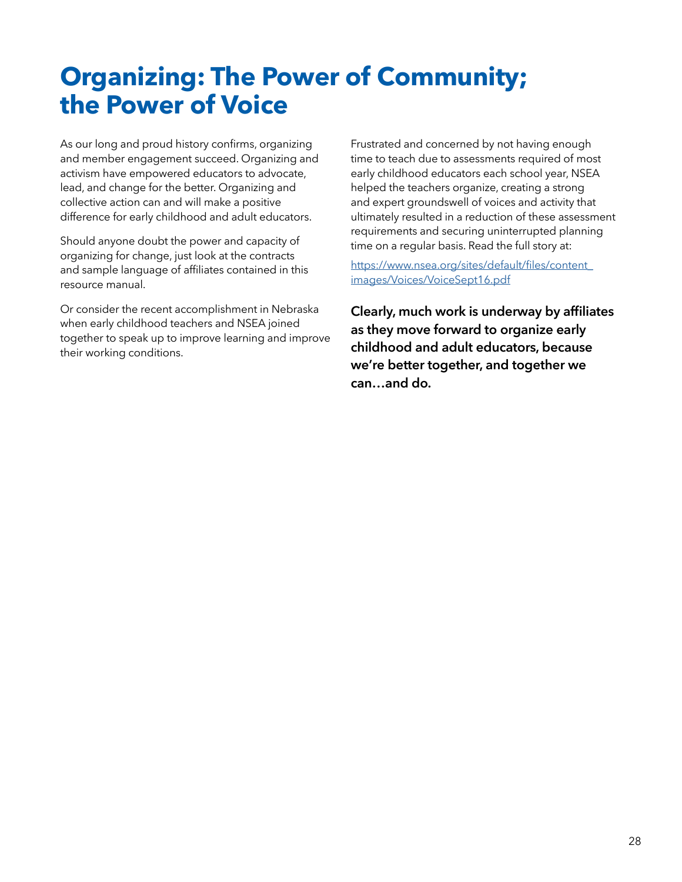# Organizing: The Power of Community; the Power of Voice

As our long and proud history confirms, organizing and member engagement succeed. Organizing and activism have empowered educators to advocate, lead, and change for the better. Organizing and collective action can and will make a positive difference for early childhood and adult educators.

Should anyone doubt the power and capacity of organizing for change, just look at the contracts and sample language of affiliates contained in this resource manual.

Or consider the recent accomplishment in Nebraska when early childhood teachers and NSEA joined together to speak up to improve learning and improve their working conditions.

Frustrated and concerned by not having enough time to teach due to assessments required of most early childhood educators each school year, NSEA helped the teachers organize, creating a strong and expert groundswell of voices and activity that ultimately resulted in a reduction of these assessment requirements and securing uninterrupted planning time on a regular basis. Read the full story at:

[https://www.nsea.org/sites/default/files/content_images/Voices/VoiceSept16.pdf](https://www.nsea.org/sites/default/files/content_images/Voices/VoiceSept16.pdf)

**Clearly, much work is underway by affiliates as they move forward to organize early childhood and adult educators, because we're better together, and together we can…and do.**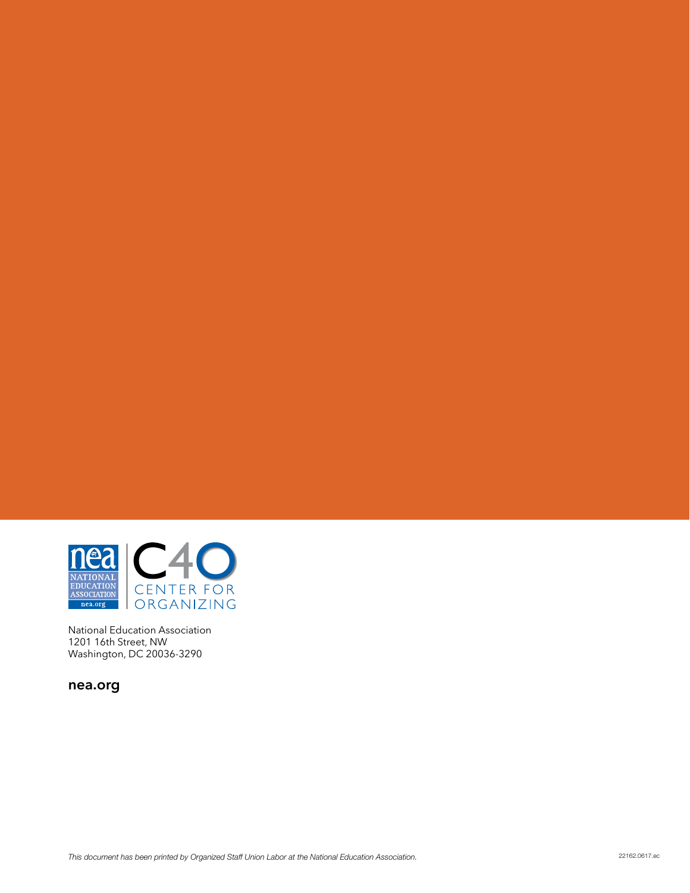National Education Association
1201 16th Street, NW
Washington, DC 20036-3290

**nea.org**

*This document has been printed by Organized Staff Union Labor at the National Education Association.*

22162.0617.ec